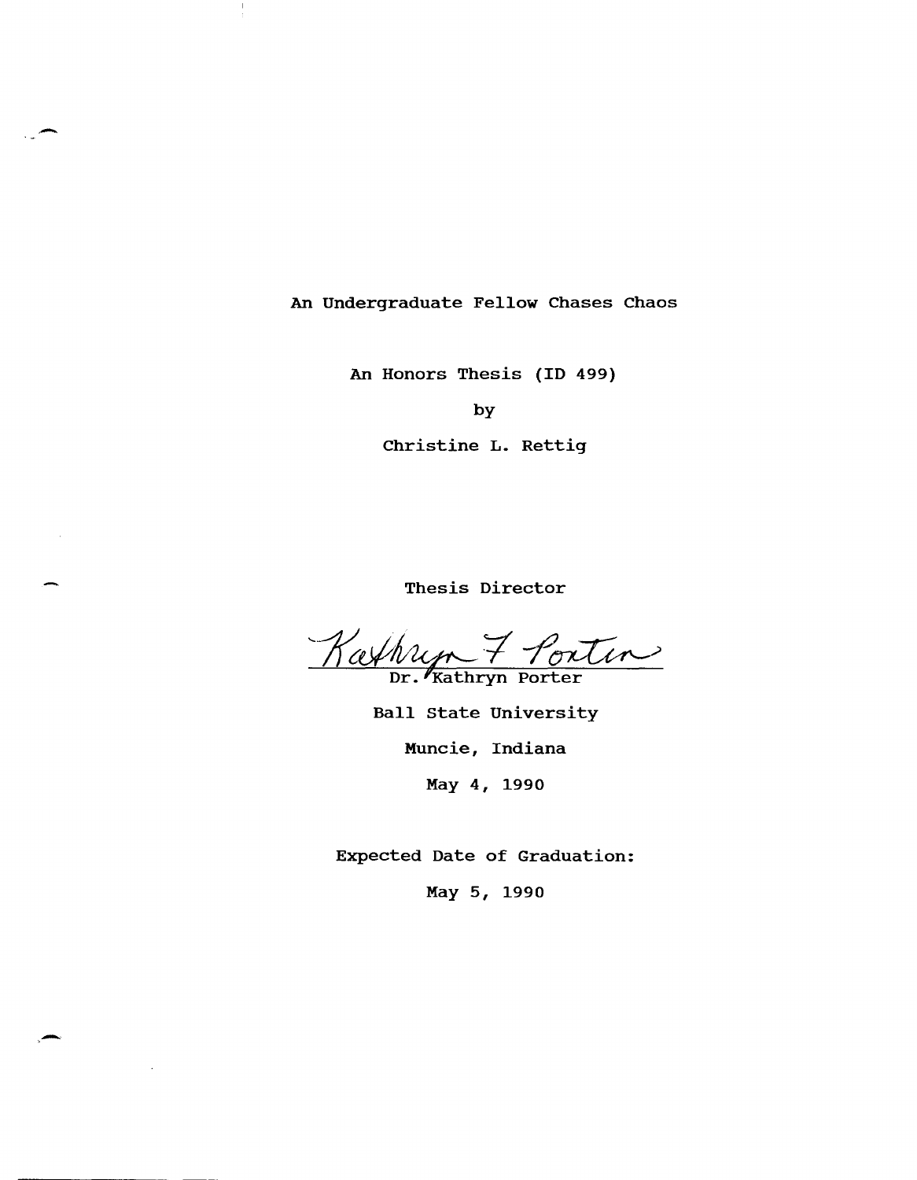# An Undergraduate Fellow Chases Chaos

An Honors Thesis (ID 499)

by

Christine L. Rettig

Thesis Director

Kathryn F Porter

Dr. Kathryn Porter

Ball State University

Muncie, Indiana

May 4, 1990

Expected Date of Graduation:

May 5, 1990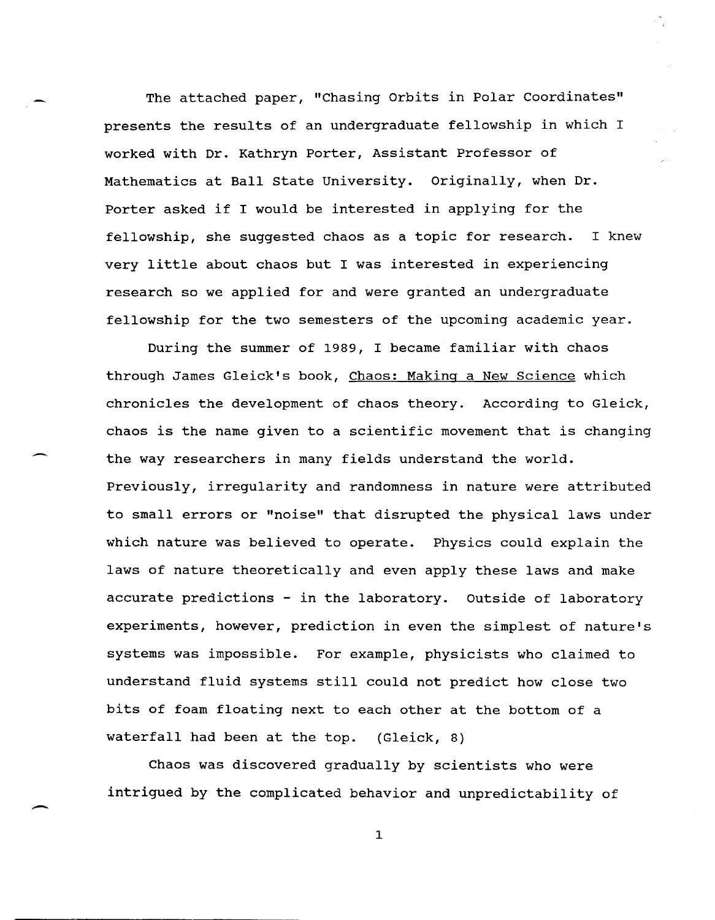The attached paper, "Chasing Orbits in Polar Coordinates" presents the results of an undergraduate fellowship in which I worked with Dr. Kathryn Porter, Assistant Professor of Mathematics at Ball State University. Originally, when Dr. Porter asked if I would be interested in applying for the fellowship, she suggested chaos as a topic for research. I knew very little about chaos but I was interested in experiencing research so we applied for and were granted an undergraduate fellowship for the two semesters of the upcoming academic year.

During the summer of 1989, I became familiar with chaos through James Gleick's book, Chaos: Making a New Science which chronicles the development of chaos theory. According to Gleick, chaos is the name given to a scientific movement that is changing the way researchers in many fields understand the world. Previously, irregularity and randomness in nature were attributed to small errors or "noise" that disrupted the physical laws under which nature was believed to operate. Physics could explain the laws of nature theoretically and even apply these laws and make accurate predictions - in the laboratory. Outside of laboratory experiments, however, prediction in even the simplest of nature's systems was impossible. For example, physicists who claimed to understand fluid systems still could not predict how close two bits of foam floating next to each other at the bottom of a waterfall had been at the top. (Gleick, 8)

Chaos was discovered gradually by scientists who were intrigued by the complicated behavior and unpredictability of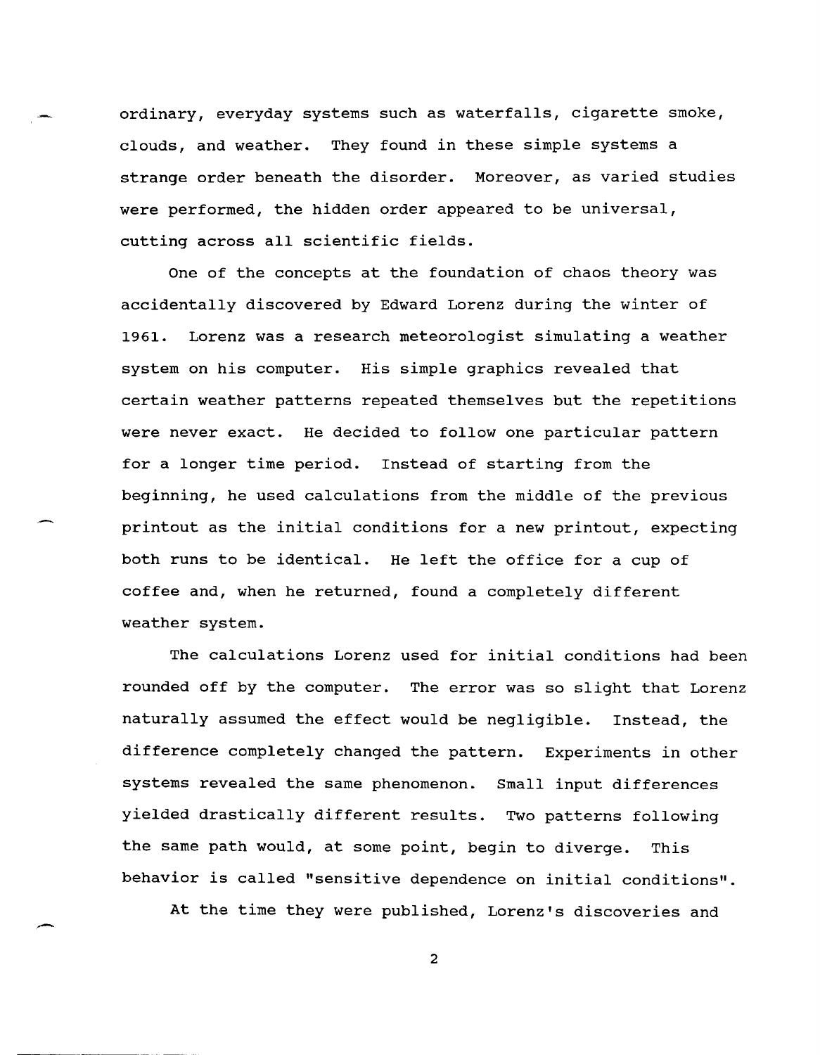ordinary, everyday systems such as waterfalls, cigarette smoke, clouds, and weather. They found in these simple systems a strange order beneath the disorder. Moreover, as varied studies were performed, the hidden order appeared to be universal, cutting across all scientific fields.

One of the concepts at the foundation of chaos theory was accidentally discovered by Edward Lorenz during the winter of 1961. Lorenz was a research meteorologist simulating a weather system on his computer. His simple graphics revealed that certain weather patterns repeated themselves but the repetitions were never exact. He decided to follow one particular pattern for a longer time period. Instead of starting from the beginning, he used calculations from the middle of the previous printout as the initial conditions for a new printout, expecting both runs to be identical. He left the office for a cup of coffee and, when he returned, found a completely different weather system.

The calculations Lorenz used for initial conditions had been rounded off by the computer. The error was so slight that Lorenz naturally assumed the effect would be negligible. Instead, the difference completely changed the pattern. Experiments in other systems revealed the same phenomenon. Small input differences yielded drastically different results. Two patterns following the same path would, at some point, begin to diverge. This behavior is called "sensitive dependence on initial conditions".

At the time they were published, Lorenz's discoveries and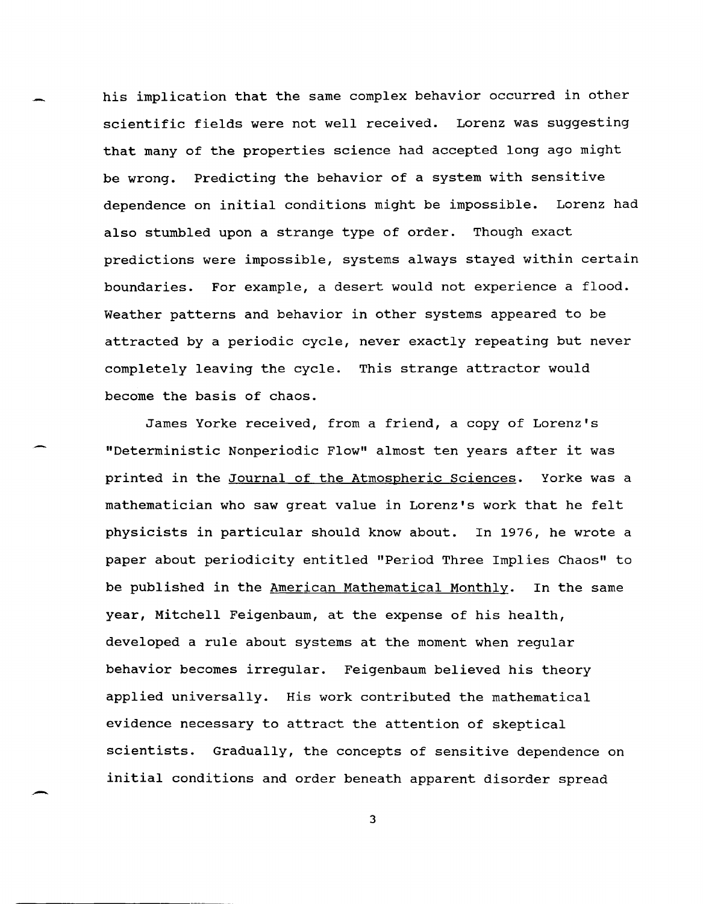his implication that the same complex behavior occurred in other scientific fields were not well received. Lorenz was suggesting that many of the properties science had accepted long ago might be wrong. Predicting the behavior of a system with sensitive dependence on initial conditions might be impossible. Lorenz had also stumbled upon a strange type of order. Though exact predictions were impossible, systems always stayed within certain boundaries. For example, a desert would not experience a flood. Weather patterns and behavior in other systems appeared to be attracted by a periodic cycle, never exactly repeating but never completely leaving the cycle. This strange attractor would become the basis of chaos.

James Yorke received, from a friend, a copy of Lorenz's "Deterministic Nonperiodic Flow" almost ten years after it was printed in the Journal of the Atmospheric Sciences. Yorke was a mathematician who saw great value in Lorenz's work that he felt physicists in particular should know about. In 1976, he wrote a paper about periodicity entitled "Period Three Implies Chaos" to be published in the American Mathematical Monthly. In the same year, Mitchell Feigenbaum, at the expense of his health, developed a rule about systems at the moment when regular behavior becomes irregular. Feigenbaum believed his theory applied universally. His work contributed the mathematical evidence necessary to attract the attention of skeptical scientists. Gradually, the concepts of sensitive dependence on initial conditions and order beneath apparent disorder spread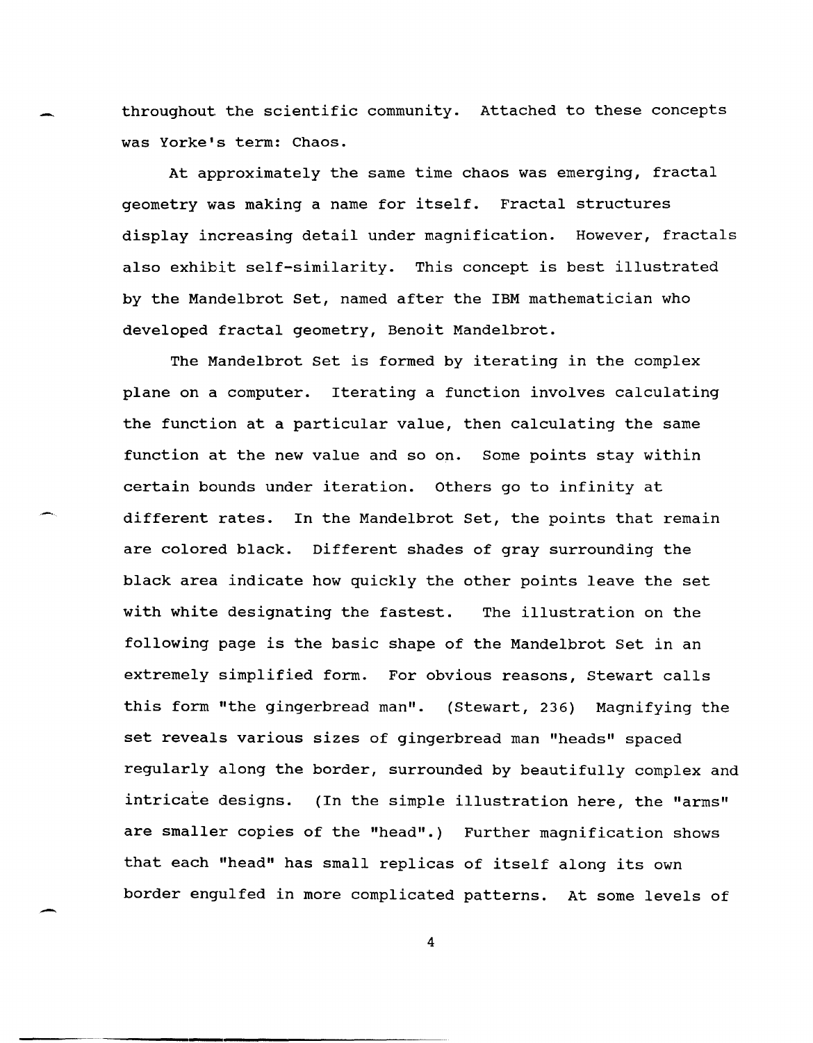throughout the scientific community. Attached to these concepts was Yorke's term: Chaos.

At approximately the same time chaos was emerging, fractal geometry was making a name for itself. Fractal structures display increasing detail under magnification. However, fractals also exhibit self-similarity. This concept is best illustrated by the Mandelbrot Set, named after the IBM mathematician who developed fractal geometry, Benoit Mandelbrot.

The Mandelbrot Set is formed by iterating in the complex plane on a computer. Iterating a function involves calculating the function at a particular value, then calculating the same function at the new value and so on. Some points stay within certain bounds under iteration. Others go to infinity at different rates. In the Mandelbrot Set, the points that remain are colored black. Different shades of gray surrounding the black area indicate how quickly the other points leave the set with white designating the fastest. The illustration on the following page is the basic shape of the Mandelbrot Set in an extremely simplified form. For obvious reasons, Stewart calls this form "the gingerbread man". (Stewart, 236) Magnifying the set reveals various sizes of gingerbread man "heads" spaced regularly along the border, surrounded by beautifully complex and intricate designs. (In the simple illustration here, the "arms" are smaller copies of the "head".) Further magnification shows that each "head" has small replicas of itself along its own border engulfed in more complicated patterns. At some levels of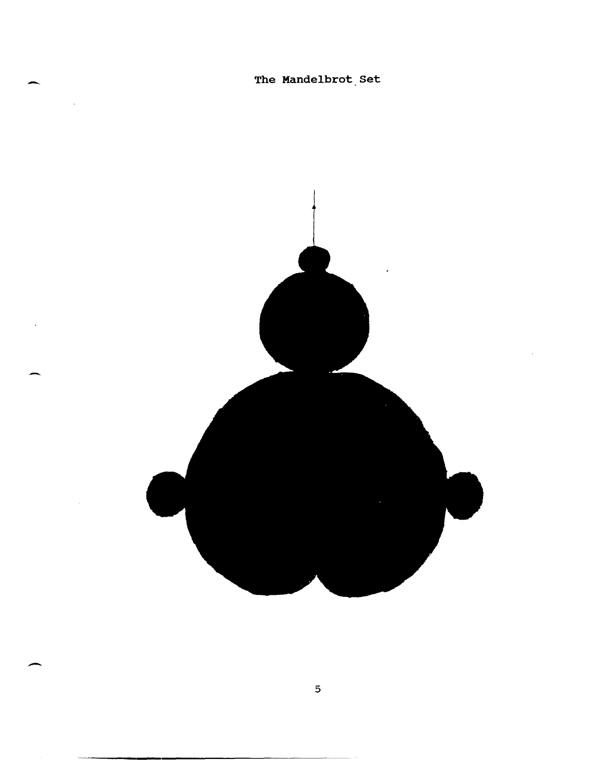The Mandelbrot Set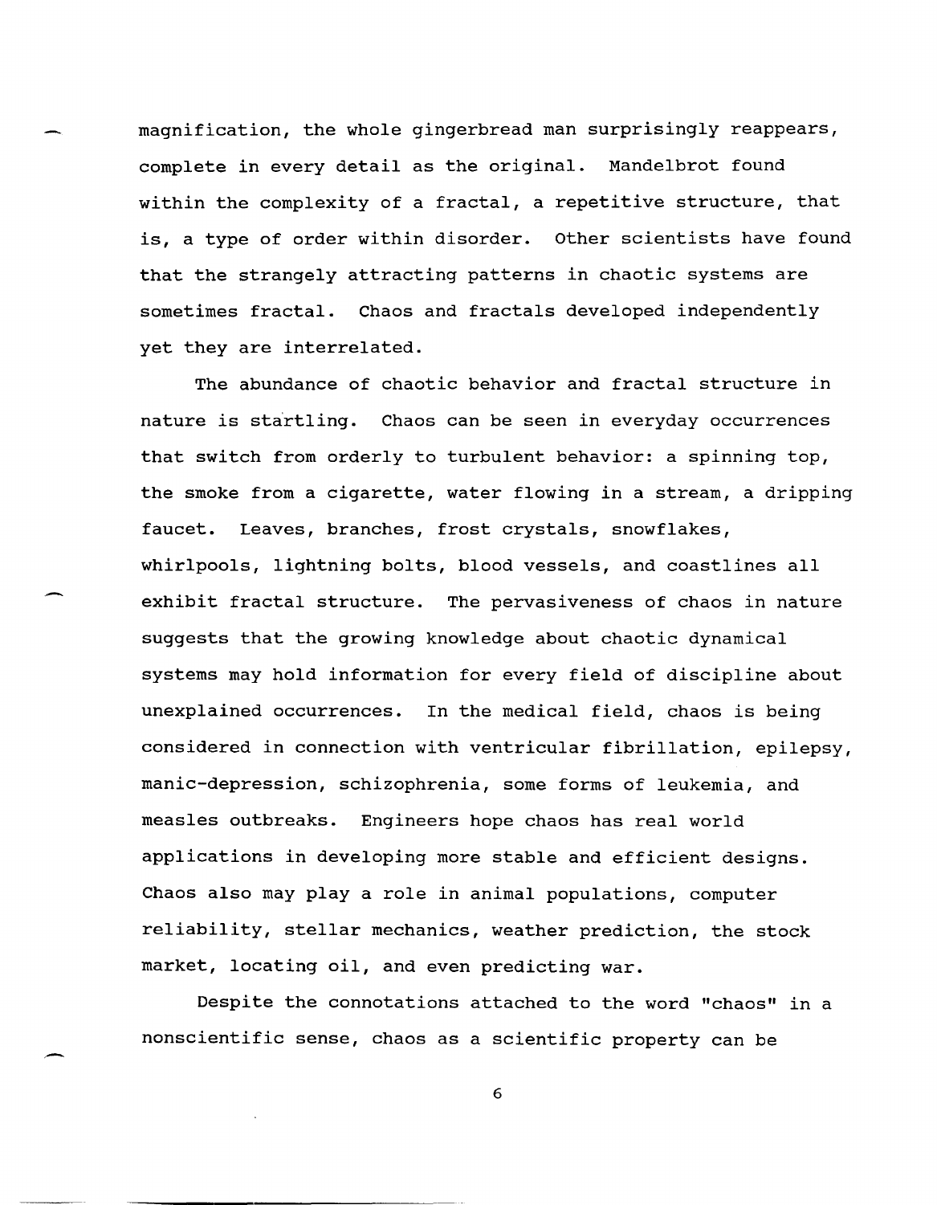magnification, the whole gingerbread man surprisingly reappears, complete in every detail as the original. Mandelbrot found within the complexity of a fractal, a repetitive structure, that is, a type of order within disorder. Other scientists have found that the strangely attracting patterns in chaotic systems are sometimes fractal. Chaos and fractals developed independently yet they are interrelated.

The abundance of chaotic behavior and fractal structure in nature is startling. Chaos can be seen in everyday occurrences that switch from orderly to turbulent behavior: a spinning top, the smoke from a cigarette, water flowing in a stream, a dripping faucet. Leaves, branches, frost crystals, snowflakes, whirlpools, lightning bolts, blood vessels, and coastlines all exhibit fractal structure. The pervasiveness of chaos in nature suggests that the growing knowledge about chaotic dynamical systems may hold information for every field of discipline about unexplained occurrences. In the medical field, chaos is being considered in connection with ventricular fibrillation, epilepsy, manic-depression, schizophrenia, some forms of leukemia, and measles outbreaks. Engineers hope chaos has real world applications in developing more stable and efficient designs. Chaos also may play a role in animal populations, computer reliability, stellar mechanics, weather prediction, the stock market, locating oil, and even predicting war.

Despite the connotations attached to the word "chaos" in a nonscientific sense, chaos as a scientific property can be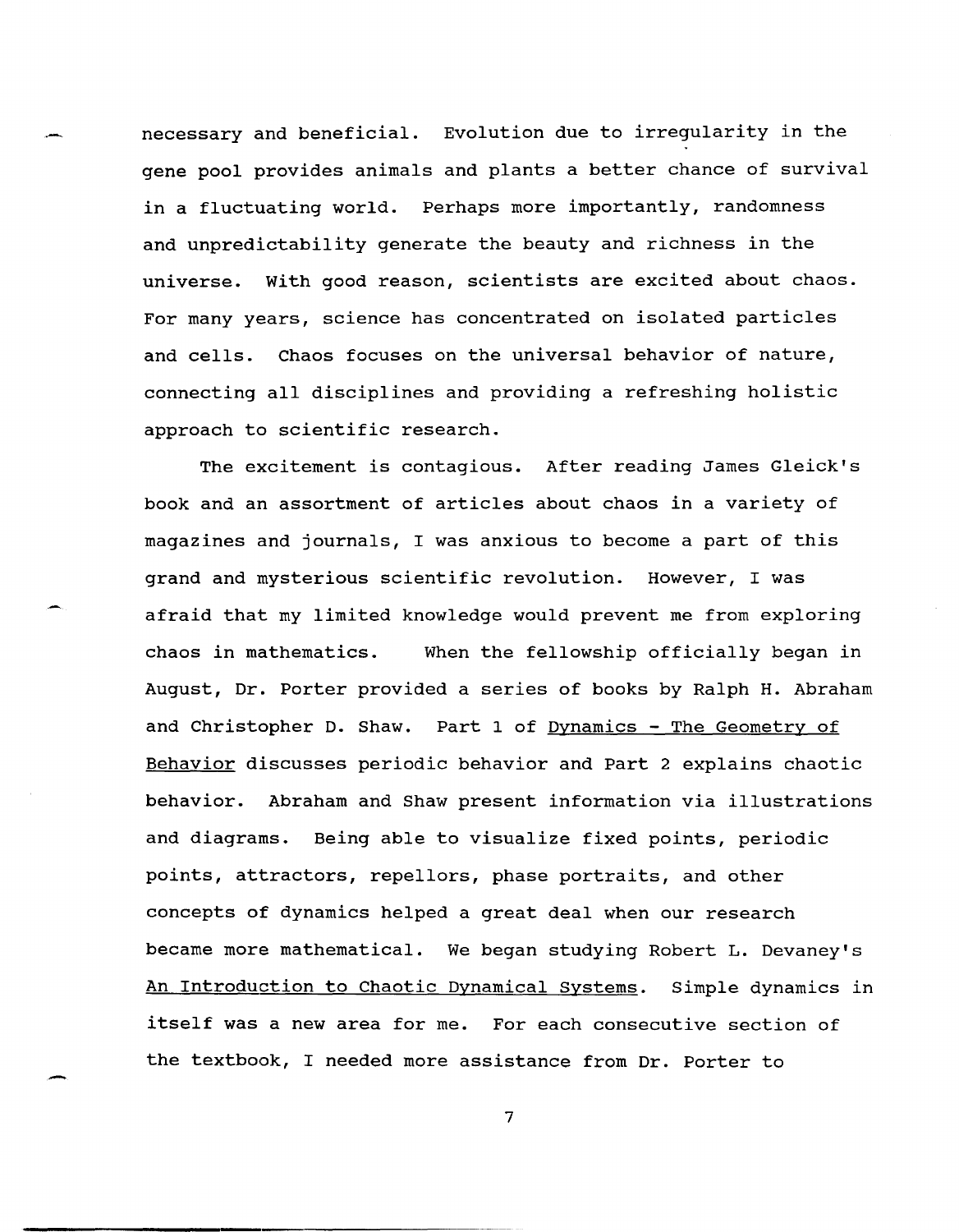necessary and beneficial. Evolution due to irregularity in the gene pool provides animals and plants a better chance of survival in a fluctuating world. Perhaps more importantly, randomness and unpredictability generate the beauty and richness in the universe. With good reason, scientists are excited about chaos. For many years, science has concentrated on isolated particles and cells. Chaos focuses on the universal behavior of nature, connecting all disciplines and providing a refreshing holistic approach to scientific research.

The excitement is contagious. After reading James Gleick's book and an assortment of articles about chaos in a variety of magazines and journals, I was anxious to become a part of this grand and mysterious scientific revolution. However, I was afraid that my limited knowledge would prevent me from exploring chaos in mathematics. When the fellowship officially began in August, Dr. Porter provided a series of books by Ralph H. Abraham and Christopher D. Shaw. Part 1 of <u>Dynamics - The Geometry of Behavior</u> discusses periodic behavior and Part 2 explains chaotic behavior. Abraham and Shaw present information via illustrations and diagrams. Being able to visualize fixed points, periodic points, attractors, repellors, phase portraits, and other concepts of dynamics helped a great deal when our research became more mathematical. We began studying Robert L. Devaney's <u>An Introduction to Chaotic Dynamical Systems</u>. Simple dynamics in itself was a new area for me. For each consecutive section of the textbook, I needed more assistance from Dr. Porter to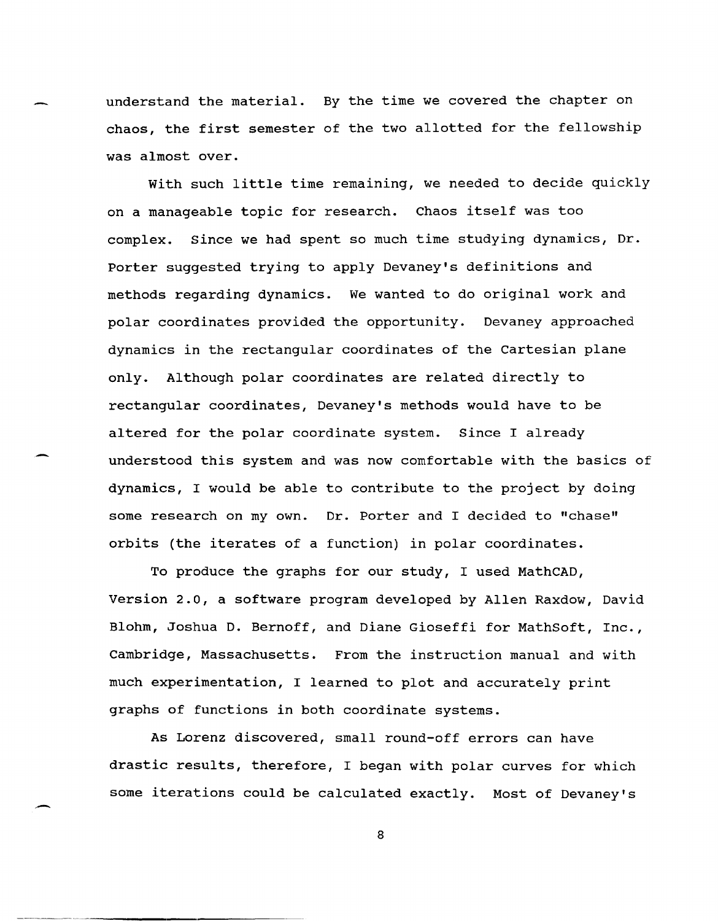understand the material. By the time we covered the chapter on chaos, the first semester of the two allotted for the fellowship was almost over.

With such little time remaining, we needed to decide quickly on a manageable topic for research. Chaos itself was too complex. Since we had spent so much time studying dynamics, Dr. Porter suggested trying to apply Devaney's definitions and methods regarding dynamics. We wanted to do original work and polar coordinates provided the opportunity. Devaney approached dynamics in the rectangular coordinates of the Cartesian plane only. Although polar coordinates are related directly to rectangular coordinates, Devaney's methods would have to be altered for the polar coordinate system. Since I already understood this system and was now comfortable with the basics of dynamics, I would be able to contribute to the project by doing some research on my own. Dr. Porter and I decided to "chase" orbits (the iterates of a function) in polar coordinates.

To produce the graphs for our study, I used MathCAD, Version 2.0, a software program developed by Allen Raxdow, David Blohm, Joshua D. Bernoff, and Diane Gioseffi for MathSoft, Inc., Cambridge, Massachusetts. From the instruction manual and with much experimentation, I learned to plot and accurately print graphs of functions in both coordinate systems.

As Lorenz discovered, small round-off errors can have drastic results, therefore, I began with polar curves for which some iterations could be calculated exactly. Most of Devaney's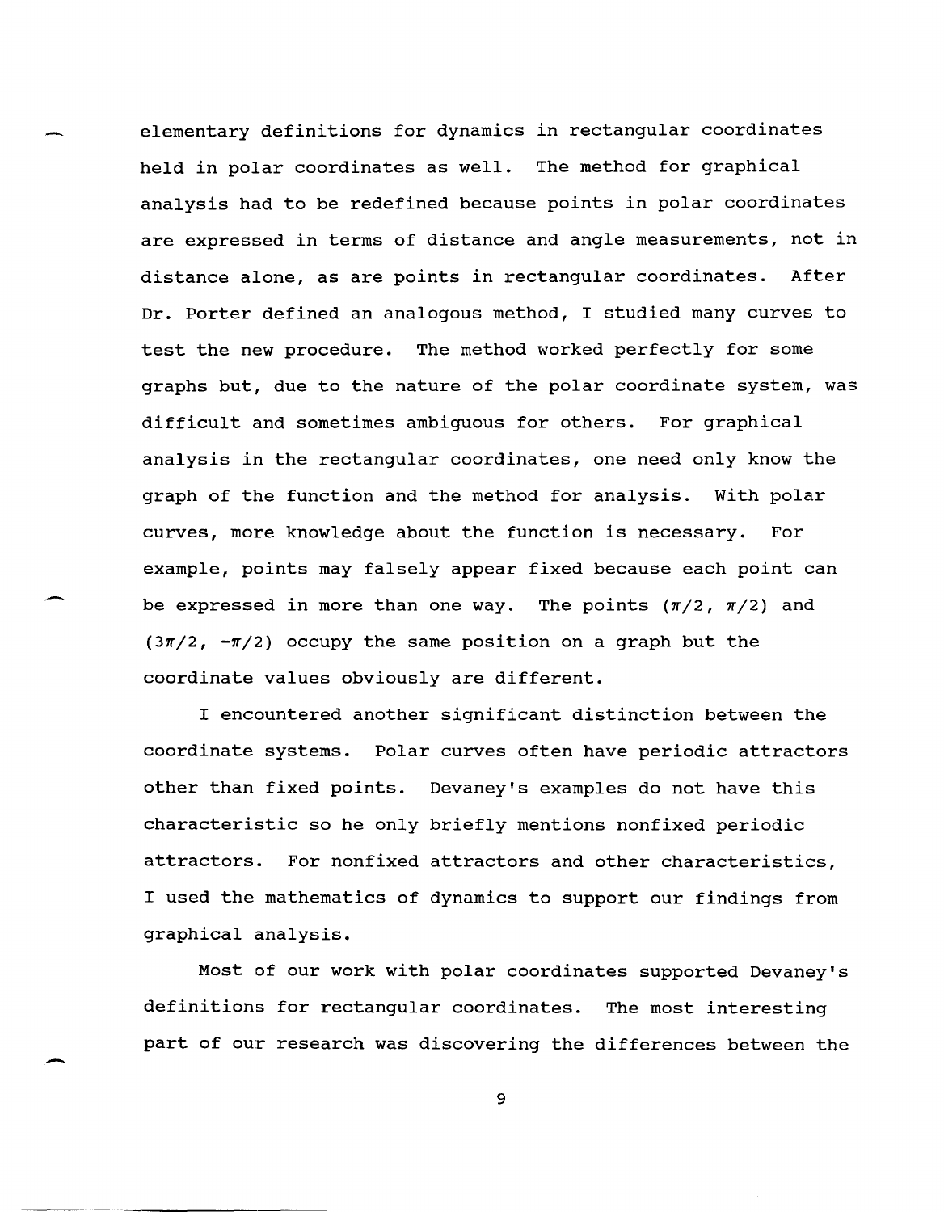elementary definitions for dynamics in rectangular coordinates held in polar coordinates as well. The method for graphical analysis had to be redefined because points in polar coordinates are expressed in terms of distance and angle measurements, not in distance alone, as are points in rectangular coordinates. After Dr. Porter defined an analogous method, I studied many curves to test the new procedure. The method worked perfectly for some graphs but, due to the nature of the polar coordinate system, was difficult and sometimes ambiguous for others. For graphical analysis in the rectangular coordinates, one need only know the graph of the function and the method for analysis. With polar curves, more knowledge about the function is necessary. For example, points may falsely appear fixed because each point can be expressed in more than one way. The points $(\pi/2, \pi/2)$ and $(3\pi/2, -\pi/2)$ occupy the same position on a graph but the coordinate values obviously are different.

I encountered another significant distinction between the coordinate systems. Polar curves often have periodic attractors other than fixed points. Devaney's examples do not have this characteristic so he only briefly mentions nonfixed periodic attractors. For nonfixed attractors and other characteristics, I used the mathematics of dynamics to support our findings from graphical analysis.

Most of our work with polar coordinates supported Devaney's definitions for rectangular coordinates. The most interesting part of our research was discovering the differences between the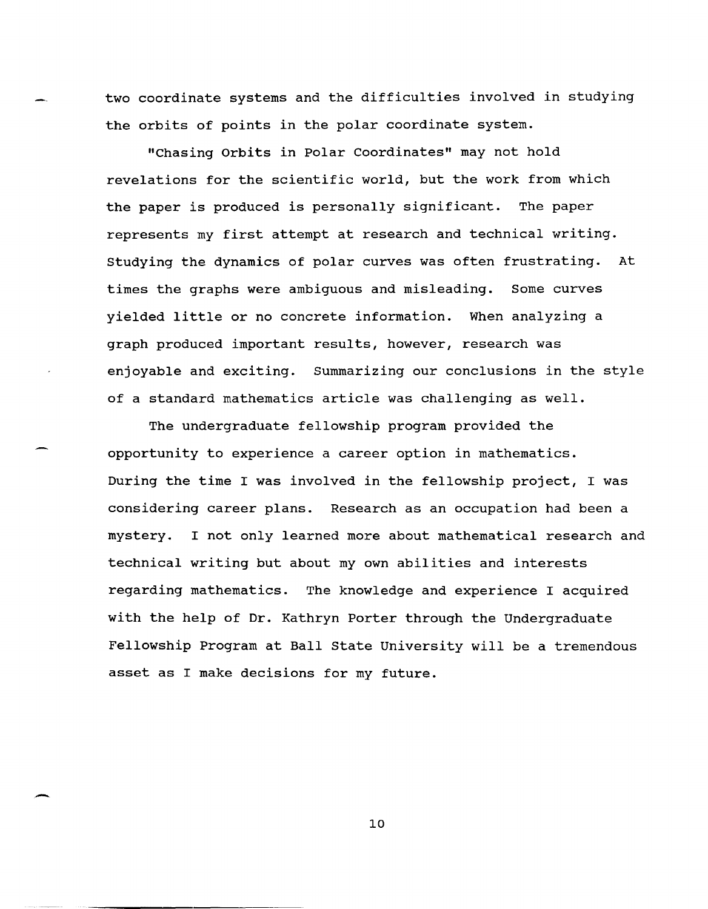two coordinate systems and the difficulties involved in studying the orbits of points in the polar coordinate system.

"Chasing Orbits in Polar Coordinates" may not hold revelations for the scientific world, but the work from which the paper is produced is personally significant. The paper represents my first attempt at research and technical writing. Studying the dynamics of polar curves was often frustrating. At times the graphs were ambiguous and misleading. Some curves yielded little or no concrete information. When analyzing a graph produced important results, however, research was enjoyable and exciting. Summarizing our conclusions in the style of a standard mathematics article was challenging as well.

The undergraduate fellowship program provided the opportunity to experience a career option in mathematics. During the time I was involved in the fellowship project, I was considering career plans. Research as an occupation had been a mystery. I not only learned more about mathematical research and technical writing but about my own abilities and interests regarding mathematics. The knowledge and experience I acquired with the help of Dr. Kathryn Porter through the Undergraduate Fellowship Program at Ball State University will be a tremendous asset as I make decisions for my future.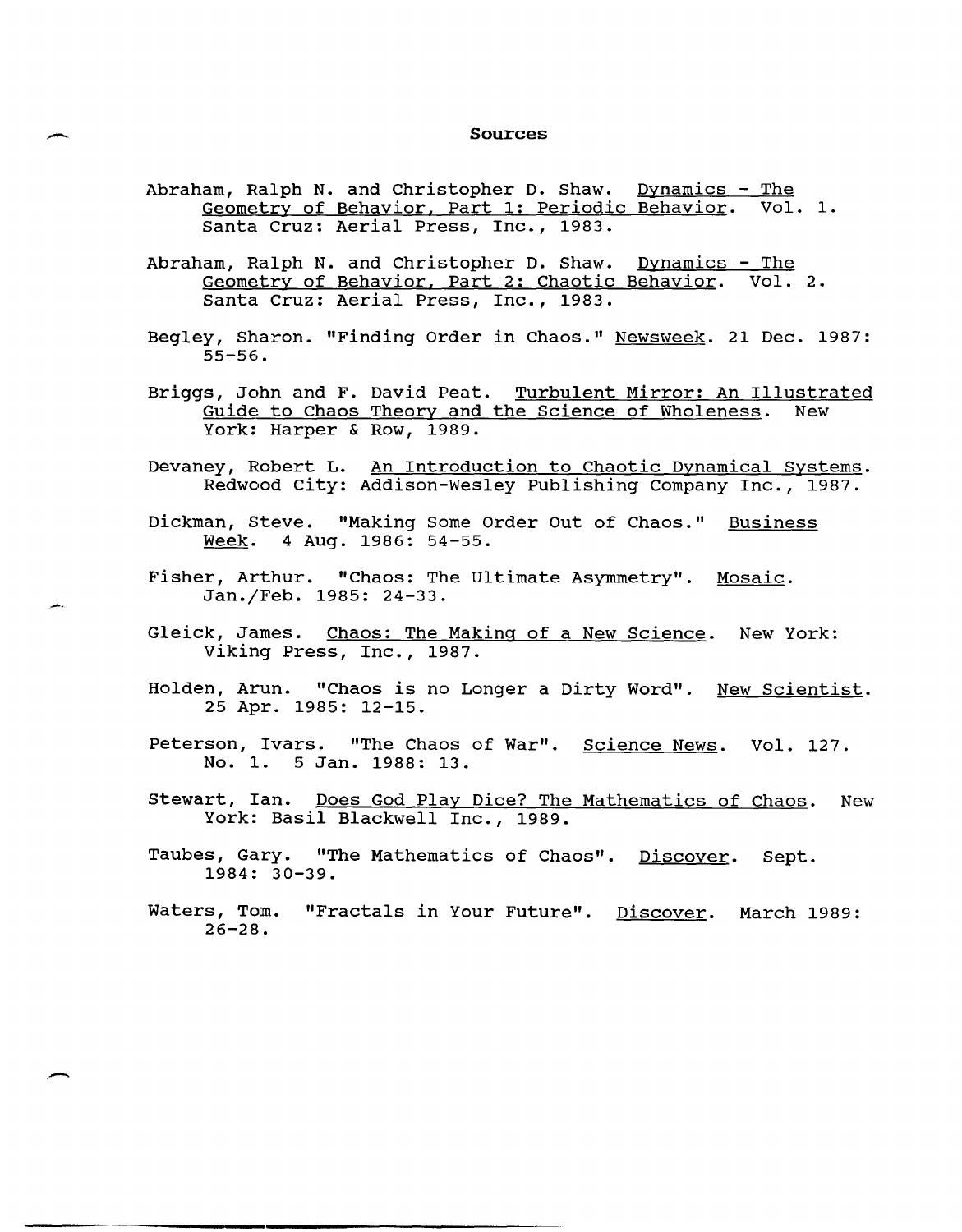## Sources

Abraham, Ralph N. and Christopher D. Shaw. Dynamics - The Geometry of Behavior, Part 1: Periodic Behavior. Vol. 1. Santa Cruz: Aerial Press, Inc., 1983.

Abraham, Ralph N. and Christopher D. Shaw. Dynamics - The Geometry of Behavior, Part 2: Chaotic Behavior. Vol. 2. Santa Cruz: Aerial Press, Inc., 1983.

Begley, Sharon. "Finding Order in Chaos." Newsweek. 21 Dec. 1987: 55-56.

Briggs, John and F. David Peat. Turbulent Mirror: An Illustrated Guide to Chaos Theory and the Science of Wholeness. New York: Harper & Row, 1989.

Devaney, Robert L. An Introduction to Chaotic Dynamical Systems. Redwood City: Addison-Wesley Publishing Company Inc., 1987.

Dickman, Steve. "Making Some Order Out of Chaos." Business Week. 4 Aug. 1986: 54-55.

Fisher, Arthur. "Chaos: The Ultimate Asymmetry". Mosaic. Jan./Feb. 1985: 24-33.

Gleick, James. Chaos: The Making of a New Science. New York: Viking Press, Inc., 1987.

Holden, Arun. "Chaos is no Longer a Dirty Word". New Scientist. 25 Apr. 1985: 12-15.

Peterson, Ivars. "The Chaos of War". Science News. Vol. 127. No. 1. 5 Jan. 1988: 13.

Stewart, Ian. Does God Play Dice? The Mathematics of Chaos. New York: Basil Blackwell Inc., 1989.

Taubes, Gary. "The Mathematics of Chaos". Discover. Sept. 1984: 30-39.

Waters, Tom. "Fractals in Your Future". Discover. March 1989: 26-28.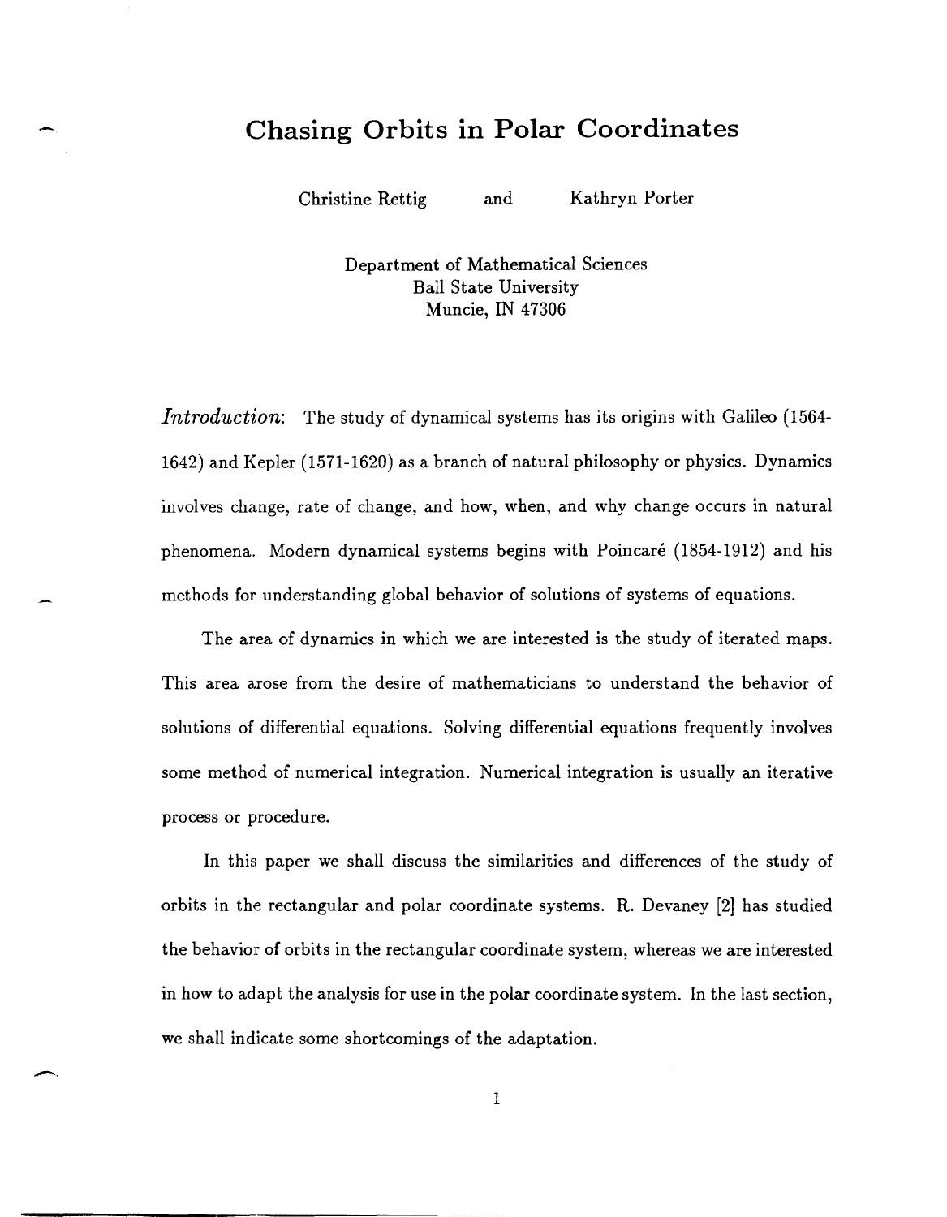# Chasing Orbits in Polar Coordinates

Christine Rettig and Kathryn Porter

Department of Mathematical Sciences
Ball State University
Muncie, IN 47306

*Introduction:* The study of dynamical systems has its origins with Galileo (1564-1642) and Kepler (1571-1620) as a branch of natural philosophy or physics. Dynamics involves change, rate of change, and how, when, and why change occurs in natural phenomena. Modern dynamical systems begins with Poincaré (1854-1912) and his methods for understanding global behavior of solutions of systems of equations.

The area of dynamics in which we are interested is the study of iterated maps. This area arose from the desire of mathematicians to understand the behavior of solutions of differential equations. Solving differential equations frequently involves some method of numerical integration. Numerical integration is usually an iterative process or procedure.

In this paper we shall discuss the similarities and differences of the study of orbits in the rectangular and polar coordinate systems. R. Devaney [2] has studied the behavior of orbits in the rectangular coordinate system, whereas we are interested in how to adapt the analysis for use in the polar coordinate system. In the last section, we shall indicate some shortcomings of the adaptation.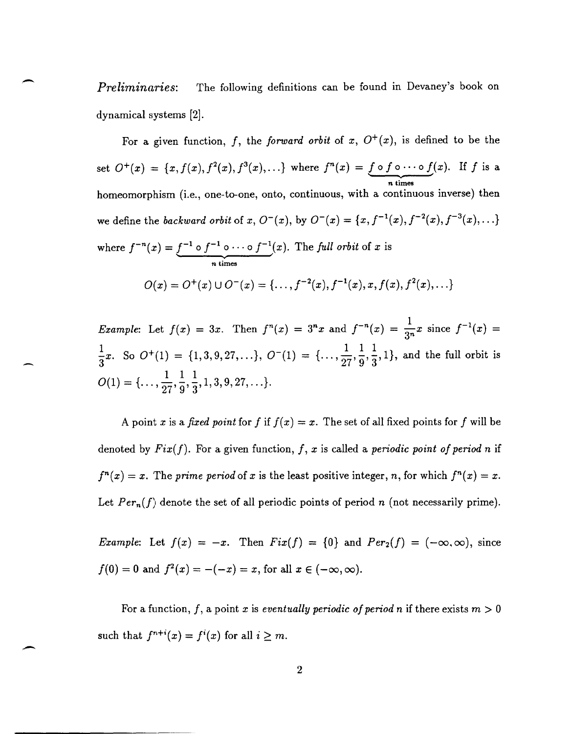*Preliminaries*: The following definitions can be found in Devaney's book on dynamical systems [2].

For a given function, $f$, the *forward orbit* of $x$, $O^+(x)$, is defined to be the set $O^+(x) = \{x, f(x), f^2(x), f^3(x), \ldots\}$ where $f^n(x) = \underbrace{f \circ f \circ \cdots \circ f}_{n \text{ times}}(x)$. If $f$ is a homeomorphism (i.e., one-to-one, onto, continuous, with a continuous inverse) then we define the *backward orbit* of $x$, $O^-(x)$, by $O^-(x) = \{x, f^{-1}(x), f^{-2}(x), f^{-3}(x), \ldots\}$ where $f^{-n}(x) = \underbrace{f^{-1} \circ f^{-1} \circ \cdots \circ f^{-1}}_{n \text{ times}}(x)$. The *full orbit* of $x$ is

$$O(x) = O^+(x) \cup O^-(x) = \{\ldots, f^{-2}(x), f^{-1}(x), x, f(x), f^2(x), \ldots\}$$

*Example*: Let $f(x) = 3x$. Then $f^n(x) = 3^n x$ and $f^{-n}(x) = \frac{1}{3^n}x$ since $f^{-1}(x) = \frac{1}{3}x$. So $O^+(1) = \{1, 3, 9, 27, \ldots\}$, $O^-(1) = \{\ldots, \frac{1}{27}, \frac{1}{9}, \frac{1}{3}, 1\}$, and the full orbit is $O(1) = \{\ldots, \frac{1}{27}, \frac{1}{9}, \frac{1}{3}, 1, 3, 9, 27, \ldots\}$.

A point $x$ is a *fixed point* for $f$ if $f(x) = x$. The set of all fixed points for $f$ will be denoted by $Fix(f)$. For a given function, $f$, $x$ is called a *periodic point of period n* if $f^n(x) = x$. The *prime period* of $x$ is the least positive integer, $n$, for which $f^n(x) = x$. Let $Per_n(f)$ denote the set of all periodic points of period $n$ (not necessarily prime).

*Example*: Let $f(x) = -x$. Then $Fix(f) = \{0\}$ and $Per_2(f) = (-\infty, \infty)$, since $f(0) = 0$ and $f^2(x) = -(-x) = x$, for all $x \in (-\infty, \infty)$.

For a function, $f$, a point $x$ is *eventually periodic of period n* if there exists $m > 0$ such that $f^{n+i}(x) = f^i(x)$ for all $i \geq m$.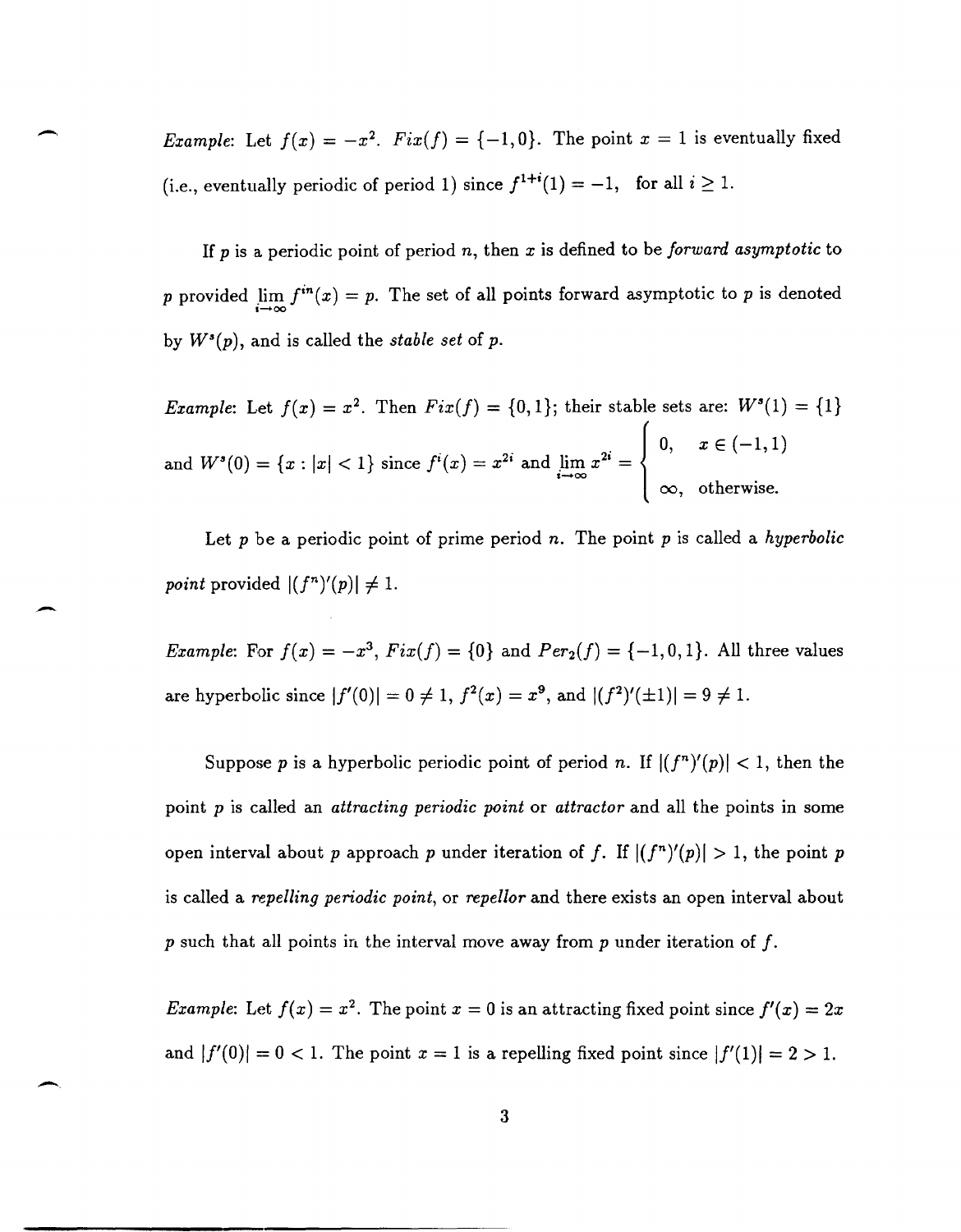*Example*: Let $f(x) = -x^2$. $Fix(f) = \{-1, 0\}$. The point $x = 1$ is eventually fixed (i.e., eventually periodic of period 1) since $f^{1+i}(1) = -1$, for all $i \geq 1$.

If $p$ is a periodic point of period $n$, then $x$ is defined to be *forward asymptotic* to $p$ provided $\lim_{i \to \infty} f^{in}(x) = p$. The set of all points forward asymptotic to $p$ is denoted by $W^s(p)$, and is called the *stable set* of $p$.

*Example*: Let $f(x) = x^2$. Then $Fix(f) = \{0, 1\}$; their stable sets are: $W^s(1) = \{1\}$ and $W^s(0) = \{x : |x| < 1\}$ since $f^i(x) = x^{2i}$ and $\lim_{i \to \infty} x^{2i} = \begin{cases} 0, & x \in (-1, 1) \\ \infty, & \text{otherwise.} \end{cases}$

Let $p$ be a periodic point of prime period $n$. The point $p$ is called a *hyperbolic point* provided $|(f^n)'(p)| \neq 1$.

*Example*: For $f(x) = -x^3$, $Fix(f) = \{0\}$ and $Per_2(f) = \{-1, 0, 1\}$. All three values are hyperbolic since $|f'(0)| = 0 \neq 1$, $f^2(x) = x^9$, and $|(f^2)'(\pm 1)| = 9 \neq 1$.

Suppose $p$ is a hyperbolic periodic point of period $n$. If $|(f^n)'(p)| < 1$, then the point $p$ is called an *attracting periodic point* or *attractor* and all the points in some open interval about $p$ approach $p$ under iteration of $f$. If $|(f^n)'(p)| > 1$, the point $p$ is called a *repelling periodic point*, or *repellor* and there exists an open interval about $p$ such that all points in the interval move away from $p$ under iteration of $f$.

*Example*: Let $f(x) = x^2$. The point $x = 0$ is an attracting fixed point since $f'(x) = 2x$ and $|f'(0)| = 0 < 1$. The point $x = 1$ is a repelling fixed point since $|f'(1)| = 2 > 1$.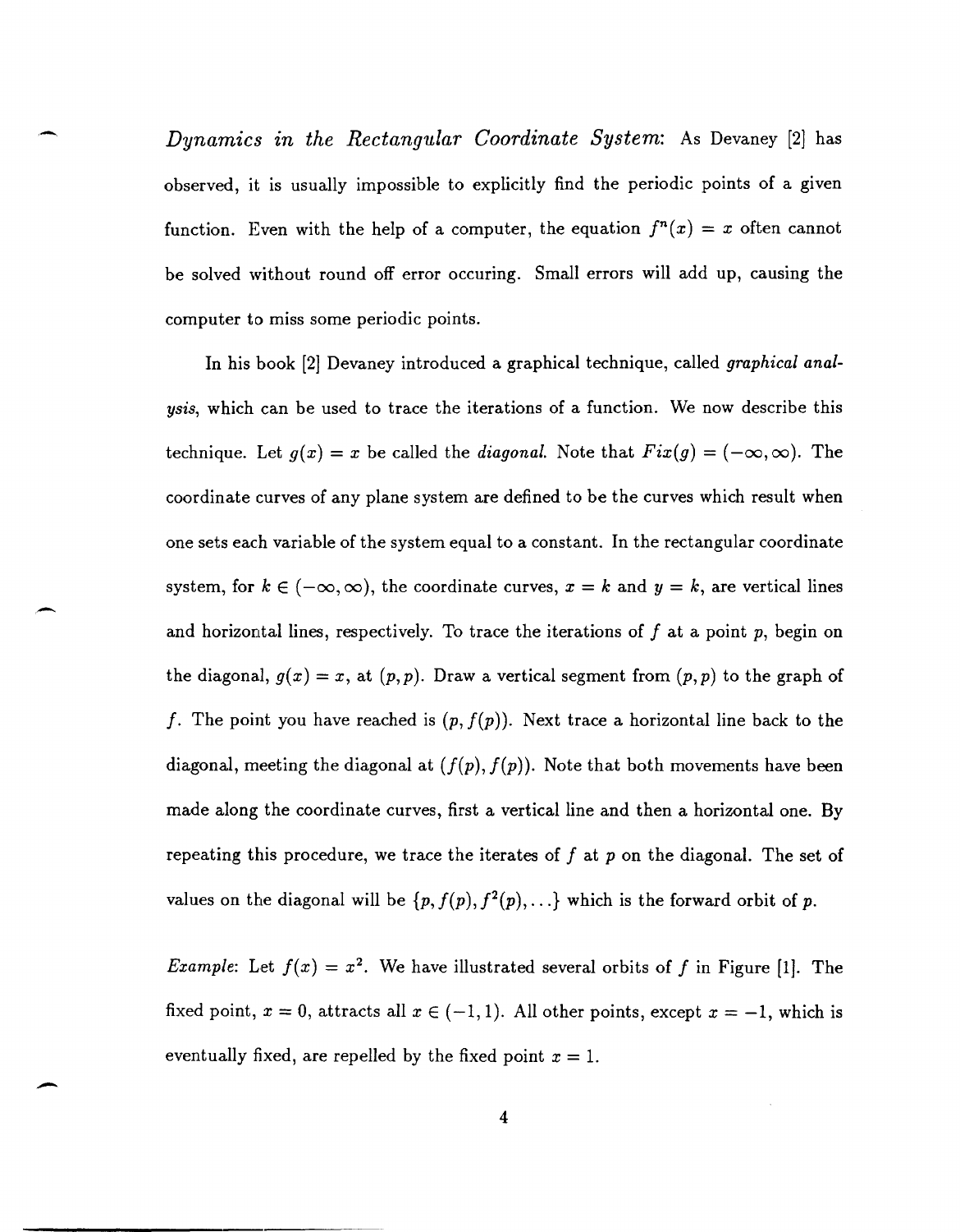*Dynamics in the Rectangular Coordinate System*: As Devaney [2] has observed, it is usually impossible to explicitly find the periodic points of a given function. Even with the help of a computer, the equation $f^n(x) = x$ often cannot be solved without round off error occuring. Small errors will add up, causing the computer to miss some periodic points.

In his book [2] Devaney introduced a graphical technique, called *graphical analysis*, which can be used to trace the iterations of a function. We now describe this technique. Let $g(x) = x$ be called the *diagonal*. Note that $Fix(g) = (-\infty, \infty)$. The coordinate curves of any plane system are defined to be the curves which result when one sets each variable of the system equal to a constant. In the rectangular coordinate system, for $k \in (-\infty, \infty)$, the coordinate curves, $x = k$ and $y = k$, are vertical lines and horizontal lines, respectively. To trace the iterations of $f$ at a point $p$, begin on the diagonal, $g(x) = x$, at $(p, p)$. Draw a vertical segment from $(p, p)$ to the graph of $f$. The point you have reached is $(p, f(p))$. Next trace a horizontal line back to the diagonal, meeting the diagonal at $(f(p), f(p))$. Note that both movements have been made along the coordinate curves, first a vertical line and then a horizontal one. By repeating this procedure, we trace the iterates of $f$ at $p$ on the diagonal. The set of values on the diagonal will be $\{p, f(p), f^2(p), \ldots\}$ which is the forward orbit of $p$.

*Example*: Let $f(x) = x^2$. We have illustrated several orbits of $f$ in Figure [1]. The fixed point, $x = 0$, attracts all $x \in (-1, 1)$. All other points, except $x = -1$, which is eventually fixed, are repelled by the fixed point $x = 1$.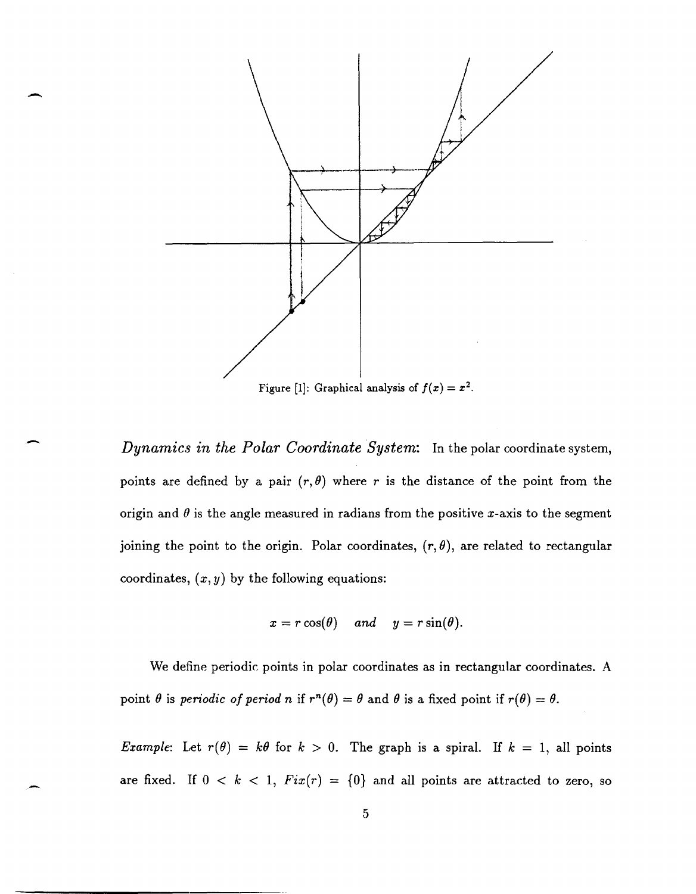Figure [1]: Graphical analysis of $f(x) = x^2$.

*Dynamics in the Polar Coordinate System*: In the polar coordinate system, points are defined by a pair $(r, \theta)$ where $r$ is the distance of the point from the origin and $\theta$ is the angle measured in radians from the positive $x$-axis to the segment joining the point to the origin. Polar coordinates, $(r, \theta)$, are related to rectangular coordinates, $(x, y)$ by the following equations:

$$x = r\cos(\theta) \quad and \quad y = r\sin(\theta).$$

We define periodic points in polar coordinates as in rectangular coordinates. A point $\theta$ is *periodic of period n* if $r^n(\theta) = \theta$ and $\theta$ is a fixed point if $r(\theta) = \theta$.

*Example*: Let $r(\theta) = k\theta$ for $k > 0$. The graph is a spiral. If $k = 1$, all points are fixed. If $0 < k < 1$, $Fix(r) = \{0\}$ and all points are attracted to zero, so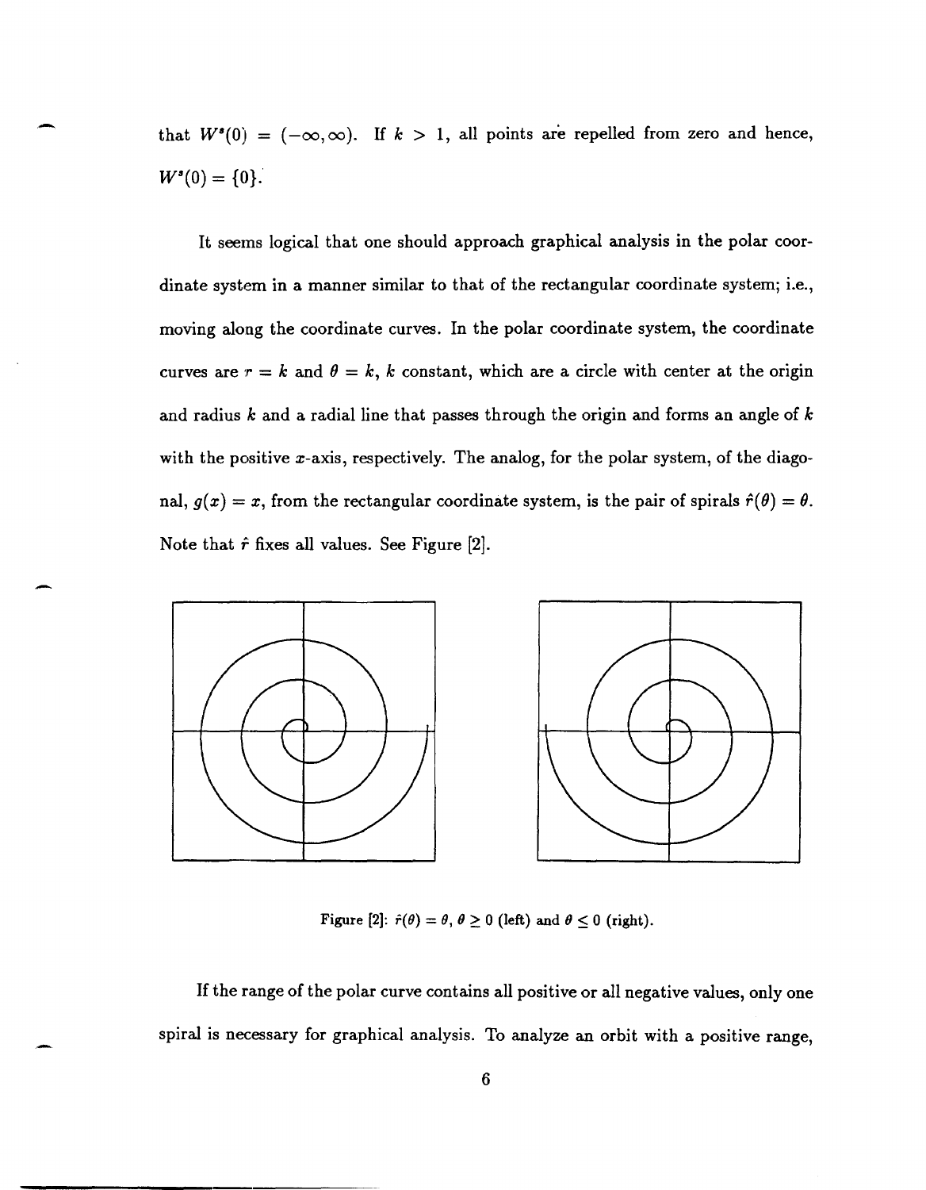that $W^s(0) = (-\infty, \infty)$. If $k > 1$, all points are repelled from zero and hence, $W^s(0) = \{0\}$.

It seems logical that one should approach graphical analysis in the polar coordinate system in a manner similar to that of the rectangular coordinate system; i.e., moving along the coordinate curves. In the polar coordinate system, the coordinate curves are $r = k$ and $\theta = k$, $k$ constant, which are a circle with center at the origin and radius $k$ and a radial line that passes through the origin and forms an angle of $k$ with the positive $x$-axis, respectively. The analog, for the polar system, of the diagonal, $g(x) = x$, from the rectangular coordinate system, is the pair of spirals $\hat{r}(\theta) = \theta$. Note that $\hat{r}$ fixes all values. See Figure [2].

Figure [2]: $\hat{r}(\theta) = \theta$, $\theta \geq 0$ (left) and $\theta \leq 0$ (right).

If the range of the polar curve contains all positive or all negative values, only one spiral is necessary for graphical analysis. To analyze an orbit with a positive range,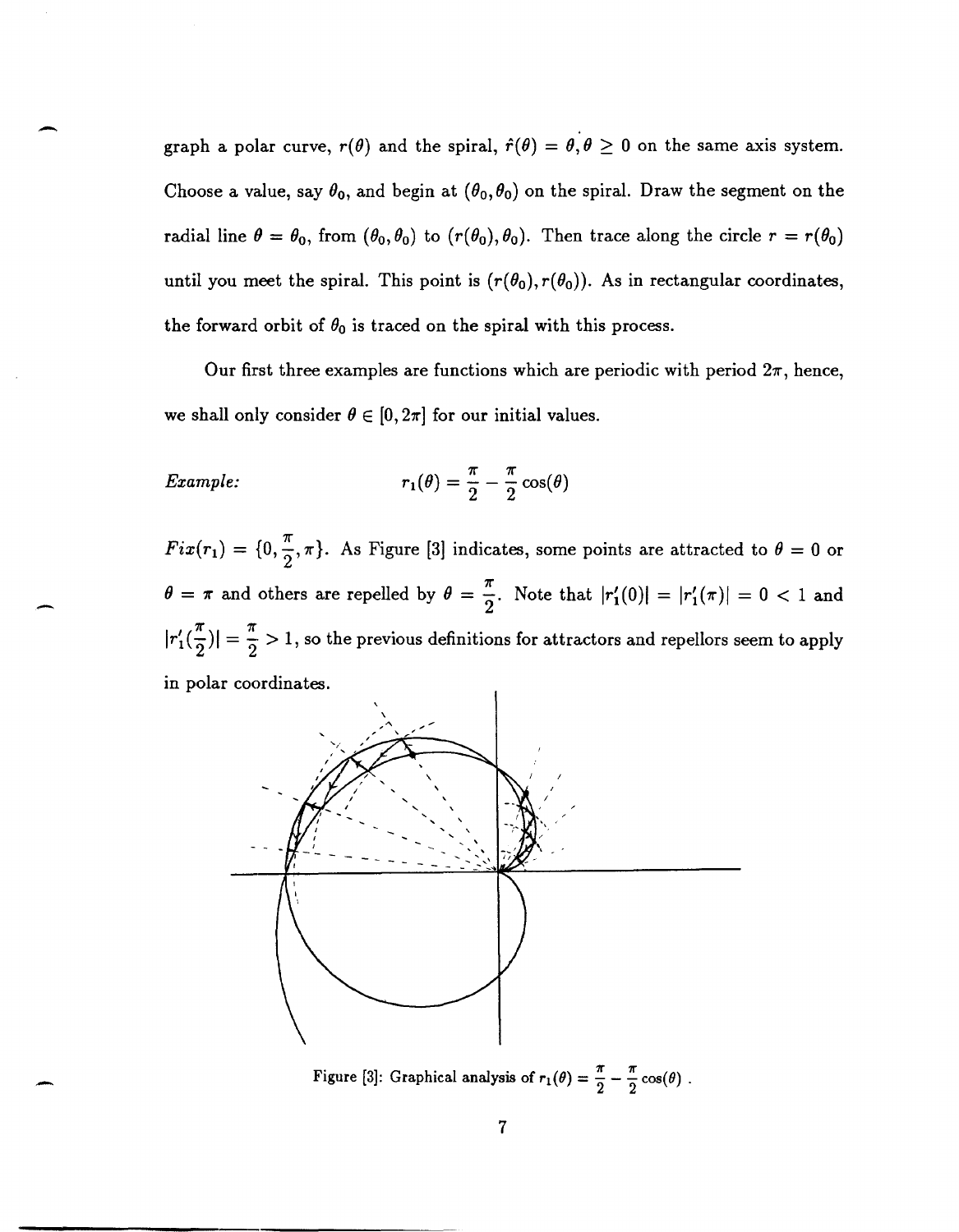graph a polar curve, $r(\theta)$ and the spiral, $\hat{r}(\theta) = \theta, \theta \geq 0$ on the same axis system. Choose a value, say $\theta_0$, and begin at $(\theta_0, \theta_0)$ on the spiral. Draw the segment on the radial line $\theta = \theta_0$, from $(\theta_0, \theta_0)$ to $(r(\theta_0), \theta_0)$. Then trace along the circle $r = r(\theta_0)$ until you meet the spiral. This point is $(r(\theta_0), r(\theta_0))$. As in rectangular coordinates, the forward orbit of $\theta_0$ is traced on the spiral with this process.

Our first three examples are functions which are periodic with period $2\pi$, hence, we shall only consider $\theta \in [0, 2\pi]$ for our initial values.

*Example:*
$$r_1(\theta) = \frac{\pi}{2} - \frac{\pi}{2}\cos(\theta)$$

$Fix(r_1) = \{0, \frac{\pi}{2}, \pi\}$. As Figure [3] indicates, some points are attracted to $\theta = 0$ or $\theta = \pi$ and others are repelled by $\theta = \frac{\pi}{2}$. Note that $|r_1'(0)| = |r_1'(\pi)| = 0 < 1$ and $|r_1'(\frac{\pi}{2})| = \frac{\pi}{2} > 1$, so the previous definitions for attractors and repellors seem to apply in polar coordinates.

Figure [3]: Graphical analysis of $r_1(\theta) = \frac{\pi}{2} - \frac{\pi}{2}\cos(\theta)$ .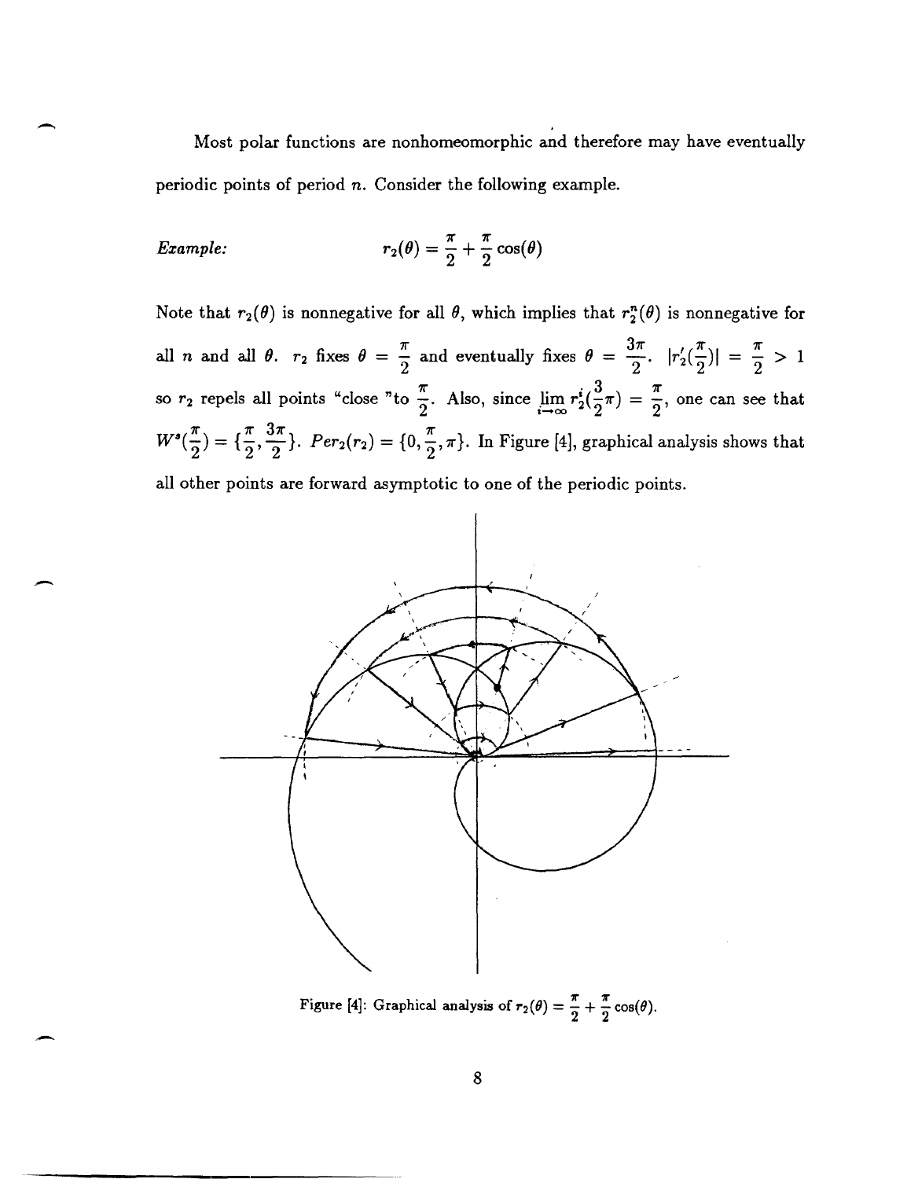Most polar functions are nonhomeomorphic and therefore may have eventually periodic points of period $n$. Consider the following example.

*Example:* 
$$r_2(\theta) = \frac{\pi}{2} + \frac{\pi}{2}\cos(\theta)$$

Note that $r_2(\theta)$ is nonnegative for all $\theta$, which implies that $r_2^n(\theta)$ is nonnegative for all $n$ and all $\theta$. $r_2$ fixes $\theta = \frac{\pi}{2}$ and eventually fixes $\theta = \frac{3\pi}{2}$. $|r_2'(\frac{\pi}{2})| = \frac{\pi}{2} > 1$ so $r_2$ repels all points "close "to $\frac{\pi}{2}$. Also, since $\lim_{i \to \infty} r_2^i(\frac{3}{2}\pi) = \frac{\pi}{2}$, one can see that $W^s(\frac{\pi}{2}) = \{\frac{\pi}{2}, \frac{3\pi}{2}\}$. $Per_2(r_2) = \{0, \frac{\pi}{2}, \pi\}$. In Figure [4], graphical analysis shows that all other points are forward asymptotic to one of the periodic points.

Figure [4]: Graphical analysis of $r_2(\theta) = \frac{\pi}{2} + \frac{\pi}{2}\cos(\theta)$.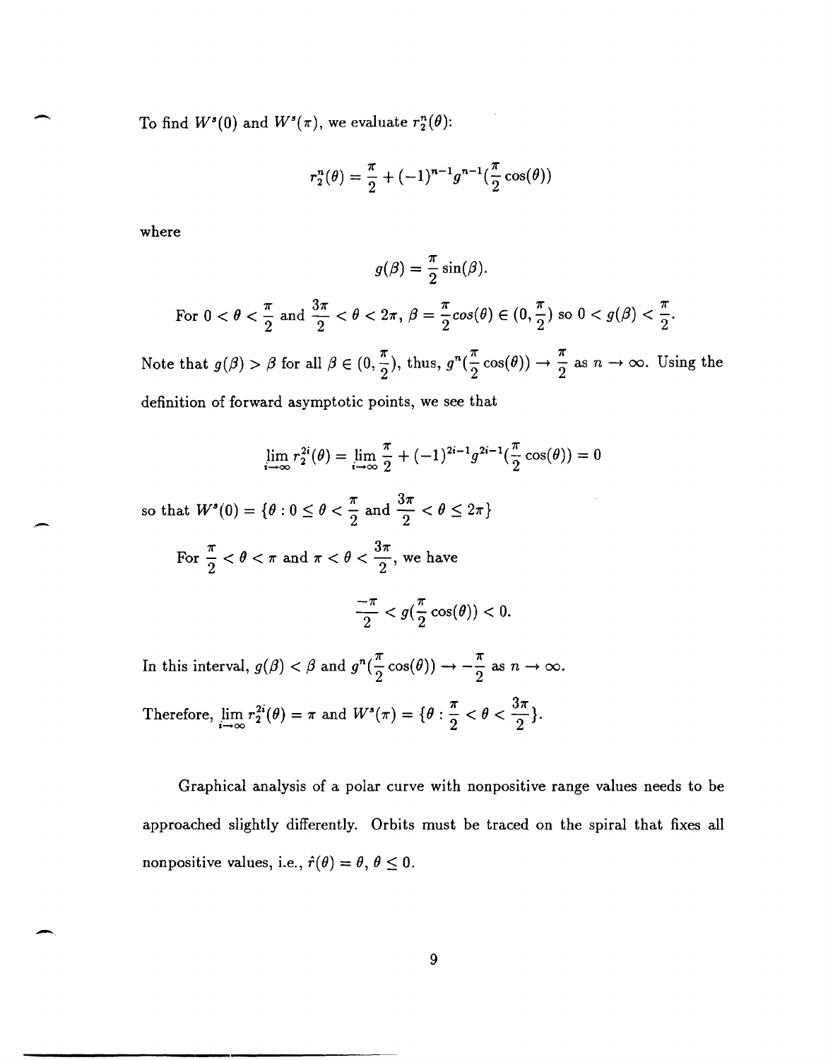To find $W^s(0)$ and $W^s(\pi)$, we evaluate $r_2^n(\theta)$:

$$r_2^n(\theta) = \frac{\pi}{2} + (-1)^{n-1} g^{n-1}(\frac{\pi}{2}\cos(\theta))$$

where

$$g(\beta) = \frac{\pi}{2}\sin(\beta).$$

For $0 < \theta < \frac{\pi}{2}$ and $\frac{3\pi}{2} < \theta < 2\pi$, $\beta = \frac{\pi}{2}cos(\theta) \in (0, \frac{\pi}{2})$ so $0 < g(\beta) < \frac{\pi}{2}$.

Note that $g(\beta) > \beta$ for all $\beta \in (0, \frac{\pi}{2})$, thus, $g^n(\frac{\pi}{2}\cos(\theta)) \to \frac{\pi}{2}$ as $n \to \infty$. Using the definition of forward asymptotic points, we see that

$$\lim_{i \to \infty} r_2^{2i}(\theta) = \lim_{i \to \infty} \frac{\pi}{2} + (-1)^{2i-1} g^{2i-1}(\frac{\pi}{2}\cos(\theta)) = 0$$

so that $W^s(0) = \{\theta : 0 \leq \theta < \frac{\pi}{2}$ and $\frac{3\pi}{2} < \theta \leq 2\pi\}$

For $\frac{\pi}{2} < \theta < \pi$ and $\pi < \theta < \frac{3\pi}{2}$, we have

$$\frac{-\pi}{2} < g(\frac{\pi}{2}\cos(\theta)) < 0.$$

In this interval, $g(\beta) < \beta$ and $g^n(\frac{\pi}{2}\cos(\theta)) \to -\frac{\pi}{2}$ as $n \to \infty$.

Therefore, $\lim_{i \to \infty} r_2^{2i}(\theta) = \pi$ and $W^s(\pi) = \{\theta : \frac{\pi}{2} < \theta < \frac{3\pi}{2}\}$.

Graphical analysis of a polar curve with nonpositive range values needs to be approached slightly differently. Orbits must be traced on the spiral that fixes all nonpositive values, i.e., $\hat{r}(\theta) = \theta$, $\theta \leq 0$.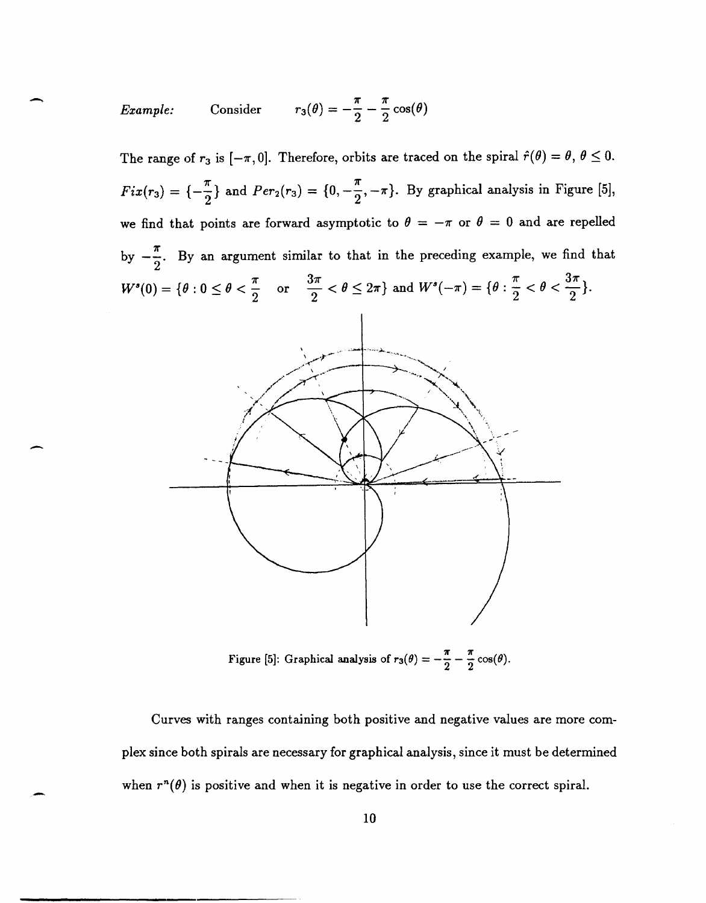*Example:* Consider $r_3(\theta) = -\frac{\pi}{2} - \frac{\pi}{2}\cos(\theta)$

The range of $r_3$ is $[-\pi, 0]$. Therefore, orbits are traced on the spiral $\hat{r}(\theta) = \theta$, $\theta \leq 0$. $Fix(r_3) = \{-\frac{\pi}{2}\}$ and $Per_2(r_3) = \{0, -\frac{\pi}{2}, -\pi\}$. By graphical analysis in Figure [5], we find that points are forward asymptotic to $\theta = -\pi$ or $\theta = 0$ and are repelled by $-\frac{\pi}{2}$. By an argument similar to that in the preceding example, we find that $W^s(0) = \{\theta : 0 \leq \theta < \frac{\pi}{2}$ or $\frac{3\pi}{2} < \theta \leq 2\pi\}$ and $W^s(-\pi) = \{\theta : \frac{\pi}{2} < \theta < \frac{3\pi}{2}\}$.

Figure [5]: Graphical analysis of $r_3(\theta) = -\frac{\pi}{2} - \frac{\pi}{2}\cos(\theta)$.

Curves with ranges containing both positive and negative values are more complex since both spirals are necessary for graphical analysis, since it must be determined when $r^n(\theta)$ is positive and when it is negative in order to use the correct spiral.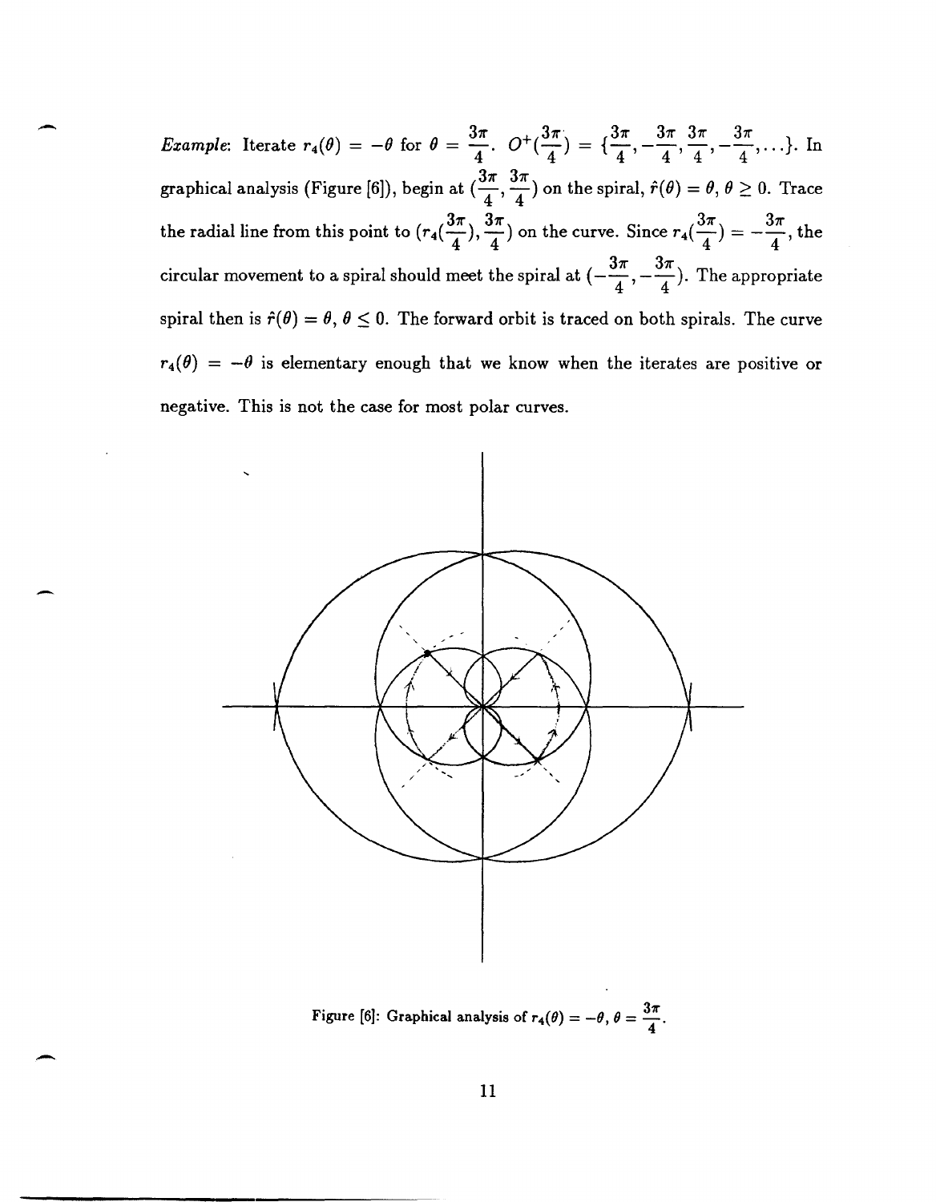*Example*: Iterate $r_4(\theta) = -\theta$ for $\theta = \frac{3\pi}{4}$. $O^+(\frac{3\pi}{4}) = \{\frac{3\pi}{4}, -\frac{3\pi}{4}, \frac{3\pi}{4}, -\frac{3\pi}{4}, \ldots\}$. In graphical analysis (Figure [6]), begin at $(\frac{3\pi}{4}, \frac{3\pi}{4})$ on the spiral, $\hat{r}(\theta) = \theta$, $\theta \geq 0$. Trace the radial line from this point to $(r_4(\frac{3\pi}{4}), \frac{3\pi}{4})$ on the curve. Since $r_4(\frac{3\pi}{4}) = -\frac{3\pi}{4}$, the circular movement to a spiral should meet the spiral at $(-\frac{3\pi}{4}, -\frac{3\pi}{4})$. The appropriate spiral then is $\hat{r}(\theta) = \theta$, $\theta \leq 0$. The forward orbit is traced on both spirals. The curve $r_4(\theta) = -\theta$ is elementary enough that we know when the iterates are positive or negative. This is not the case for most polar curves.

Figure [6]: Graphical analysis of $r_4(\theta) = -\theta$, $\theta = \frac{3\pi}{4}$.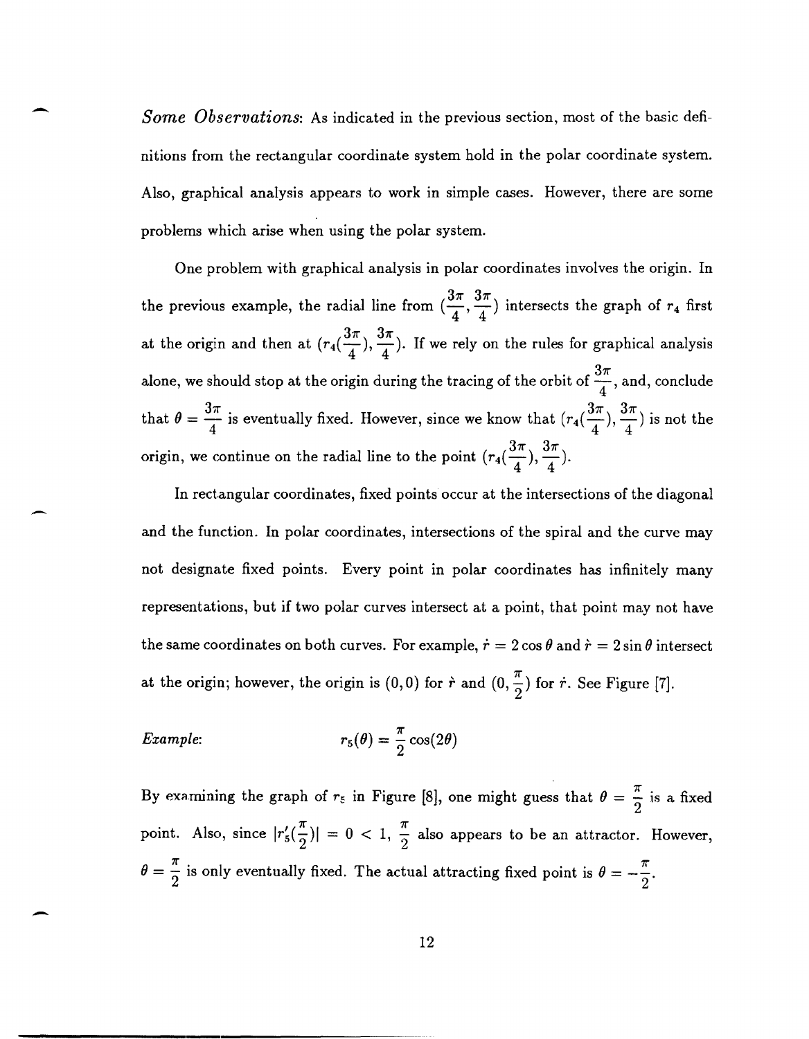*Some Observations*: As indicated in the previous section, most of the basic definitions from the rectangular coordinate system hold in the polar coordinate system. Also, graphical analysis appears to work in simple cases. However, there are some problems which arise when using the polar system.

One problem with graphical analysis in polar coordinates involves the origin. In the previous example, the radial line from $(\frac{3\pi}{4}, \frac{3\pi}{4})$ intersects the graph of $r_4$ first at the origin and then at $(r_4(\frac{3\pi}{4}), \frac{3\pi}{4})$. If we rely on the rules for graphical analysis alone, we should stop at the origin during the tracing of the orbit of $\frac{3\pi}{4}$, and, conclude that $\theta = \frac{3\pi}{4}$ is eventually fixed. However, since we know that $(r_4(\frac{3\pi}{4}), \frac{3\pi}{4})$ is not the origin, we continue on the radial line to the point $(r_4(\frac{3\pi}{4}), \frac{3\pi}{4})$.

In rectangular coordinates, fixed points occur at the intersections of the diagonal and the function. In polar coordinates, intersections of the spiral and the curve may not designate fixed points. Every point in polar coordinates has infinitely many representations, but if two polar curves intersect at a point, that point may not have the same coordinates on both curves. For example, $\dot{r} = 2\cos\theta$ and $\dot{r} = 2\sin\theta$ intersect at the origin; however, the origin is $(0,0)$ for $\dot{r}$ and $(0, \frac{\pi}{2})$ for $\dot{r}$. See Figure [7].

*Example*: $$r_5(\theta) = \frac{\pi}{2}\cos(2\theta)$$

By examining the graph of $r_5$ in Figure [8], one might guess that $\theta = \frac{\pi}{2}$ is a fixed point. Also, since $|r_5'(\frac{\pi}{2})| = 0 < 1$, $\frac{\pi}{2}$ also appears to be an attractor. However, $\theta = \frac{\pi}{2}$ is only eventually fixed. The actual attracting fixed point is $\theta = -\frac{\pi}{2}$.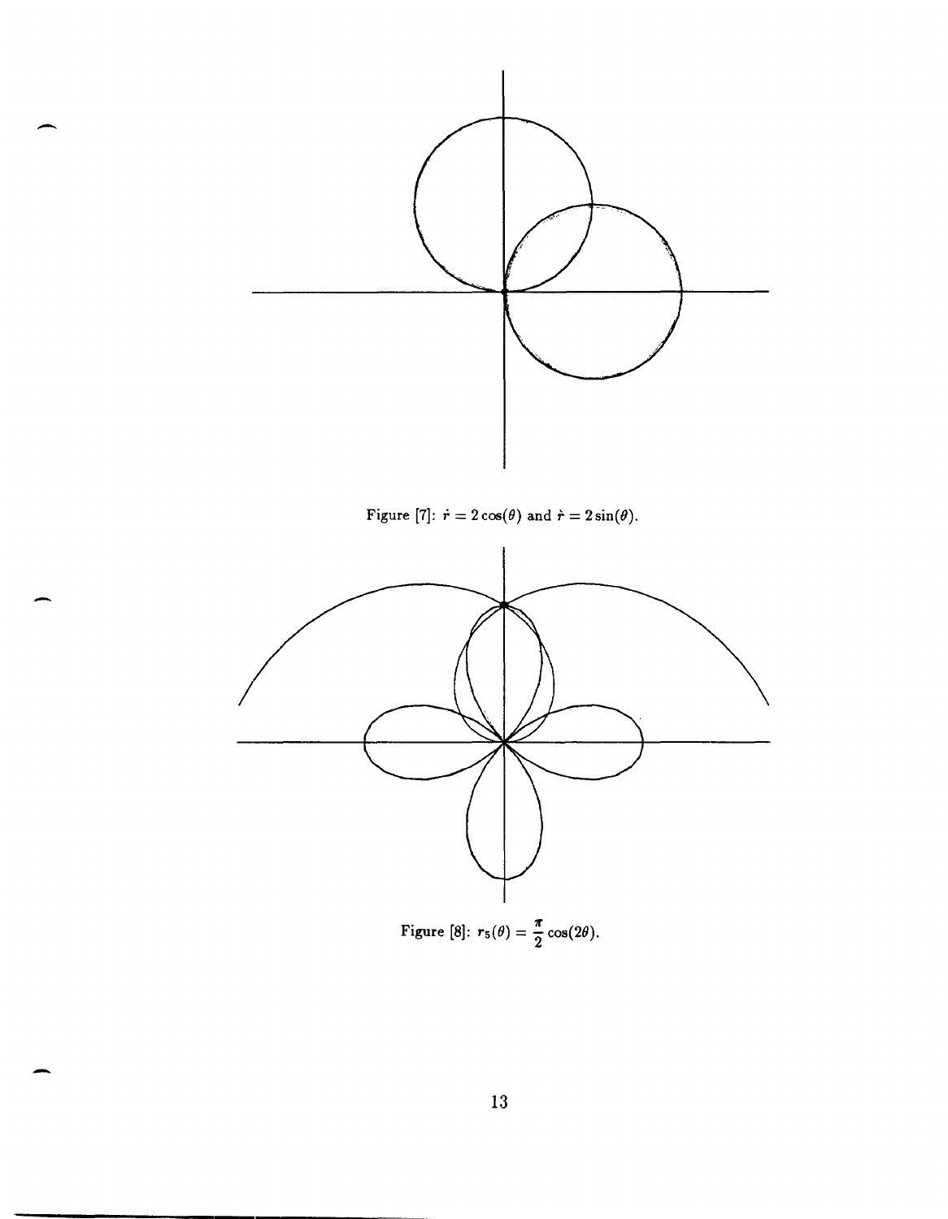Figure [7]: $\dot{r} = 2\cos(\theta)$ and $\dot{r} = 2\sin(\theta)$.

Figure [8]: $r_5(\theta) = \frac{\pi}{2}\cos(2\theta)$.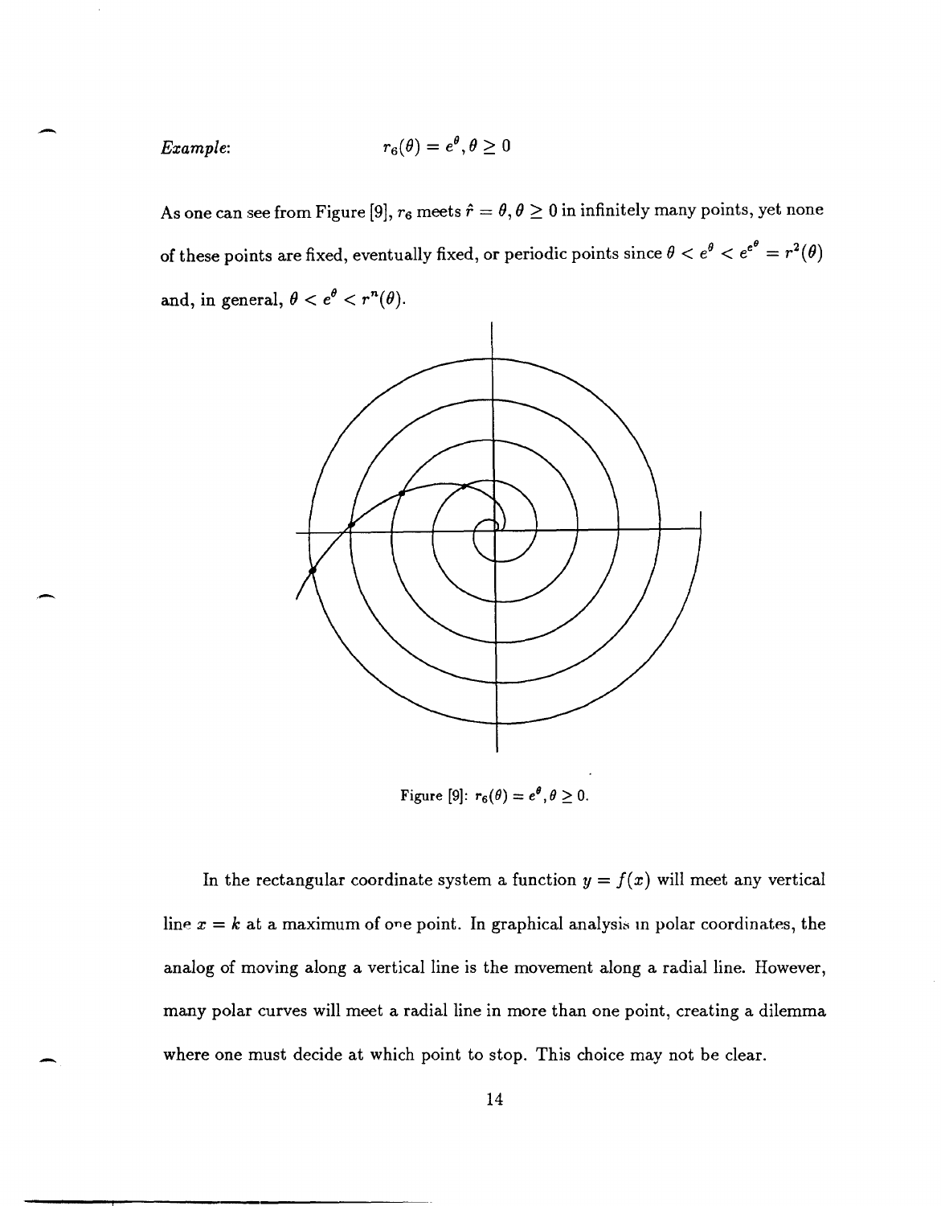*Example*: $$r_6(\theta) = e^{\theta}, \theta \geq 0$$

As one can see from Figure [9], $r_6$ meets $\hat{r} = \theta, \theta \geq 0$ in infinitely many points, yet none of these points are fixed, eventually fixed, or periodic points since $\theta < e^{\theta} < e^{e^{\theta}} = r^2(\theta)$ and, in general, $\theta < e^{\theta} < r^n(\theta)$.

Figure [9]: $r_6(\theta) = e^{\theta}, \theta \geq 0$.

In the rectangular coordinate system a function $y = f(x)$ will meet any vertical line $x = k$ at a maximum of one point. In graphical analysis in polar coordinates, the analog of moving along a vertical line is the movement along a radial line. However, many polar curves will meet a radial line in more than one point, creating a dilemma where one must decide at which point to stop. This choice may not be clear.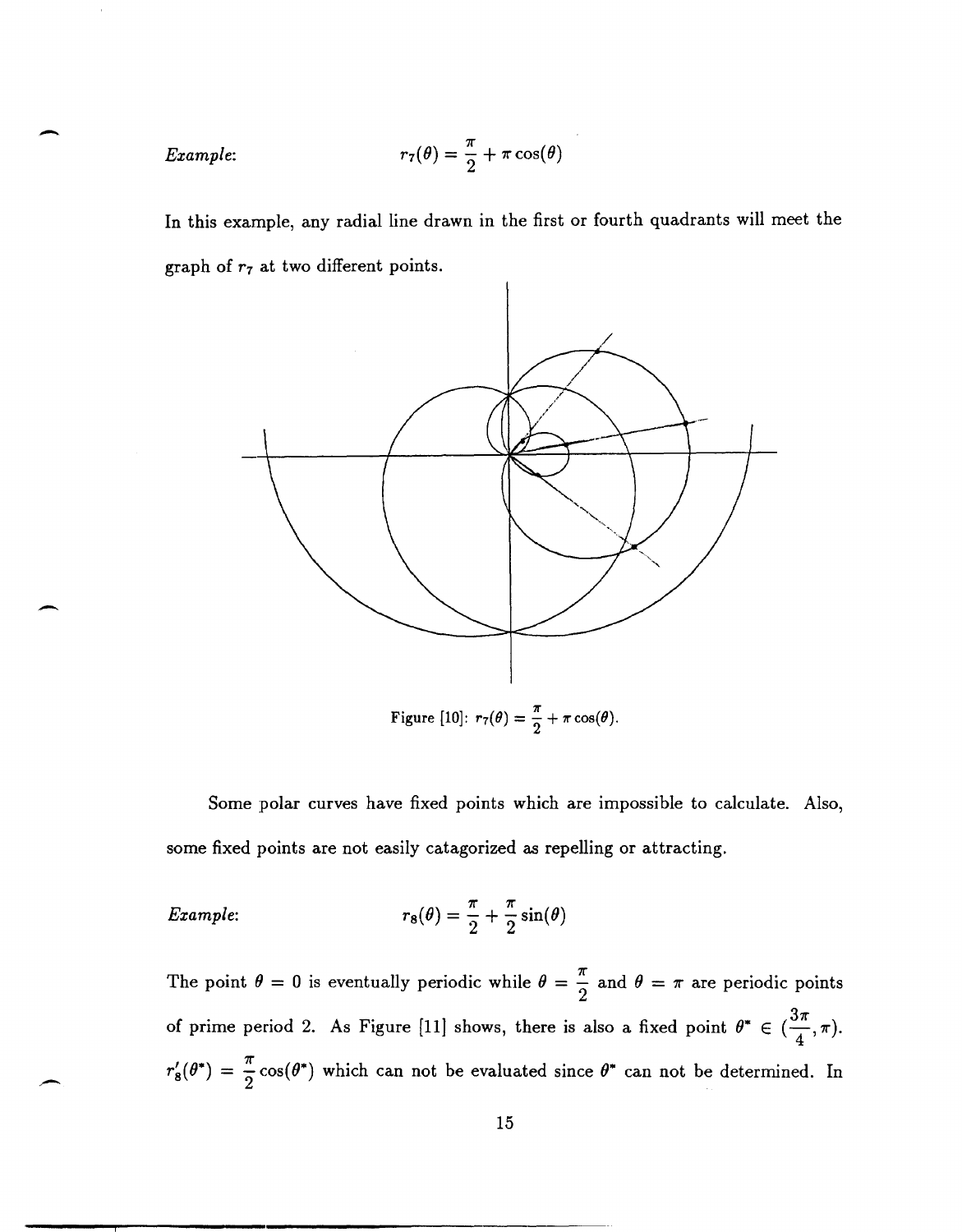*Example*: $$r_7(\theta) = \frac{\pi}{2} + \pi \cos(\theta)$$

In this example, any radial line drawn in the first or fourth quadrants will meet the graph of $r_7$ at two different points.

Figure [10]: $r_7(\theta) = \frac{\pi}{2} + \pi \cos(\theta)$.

Some polar curves have fixed points which are impossible to calculate. Also, some fixed points are not easily catagorized as repelling or attracting.

*Example*: $$r_8(\theta) = \frac{\pi}{2} + \frac{\pi}{2}\sin(\theta)$$

The point $\theta = 0$ is eventually periodic while $\theta = \frac{\pi}{2}$ and $\theta = \pi$ are periodic points of prime period 2. As Figure [11] shows, there is also a fixed point $\theta^* \in (\frac{3\pi}{4}, \pi)$. $r_8'(\theta^*) = \frac{\pi}{2}\cos(\theta^*)$ which can not be evaluated since $\theta^*$ can not be determined. In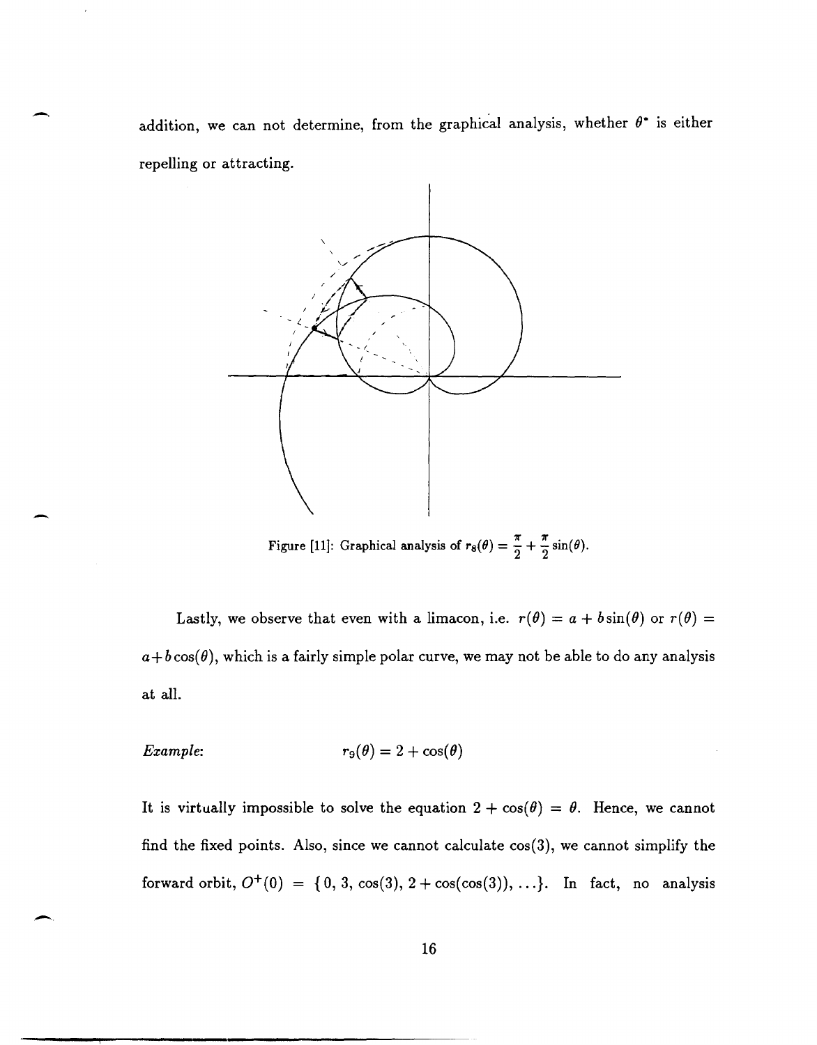addition, we can not determine, from the graphical analysis, whether $\theta^*$ is either repelling or attracting.

Figure [11]: Graphical analysis of $r_8(\theta) = \frac{\pi}{2} + \frac{\pi}{2}\sin(\theta)$.

Lastly, we observe that even with a limacon, i.e. $r(\theta) = a + b\sin(\theta)$ or $r(\theta) = a + b\cos(\theta)$, which is a fairly simple polar curve, we may not be able to do any analysis at all.

*Example*: $$r_9(\theta) = 2 + \cos(\theta)$$

It is virtually impossible to solve the equation $2 + \cos(\theta) = \theta$. Hence, we cannot find the fixed points. Also, since we cannot calculate $\cos(3)$, we cannot simplify the forward orbit, $O^+(0) = \{0, 3, \cos(3), 2 + \cos(\cos(3)), \ldots\}$. In fact, no analysis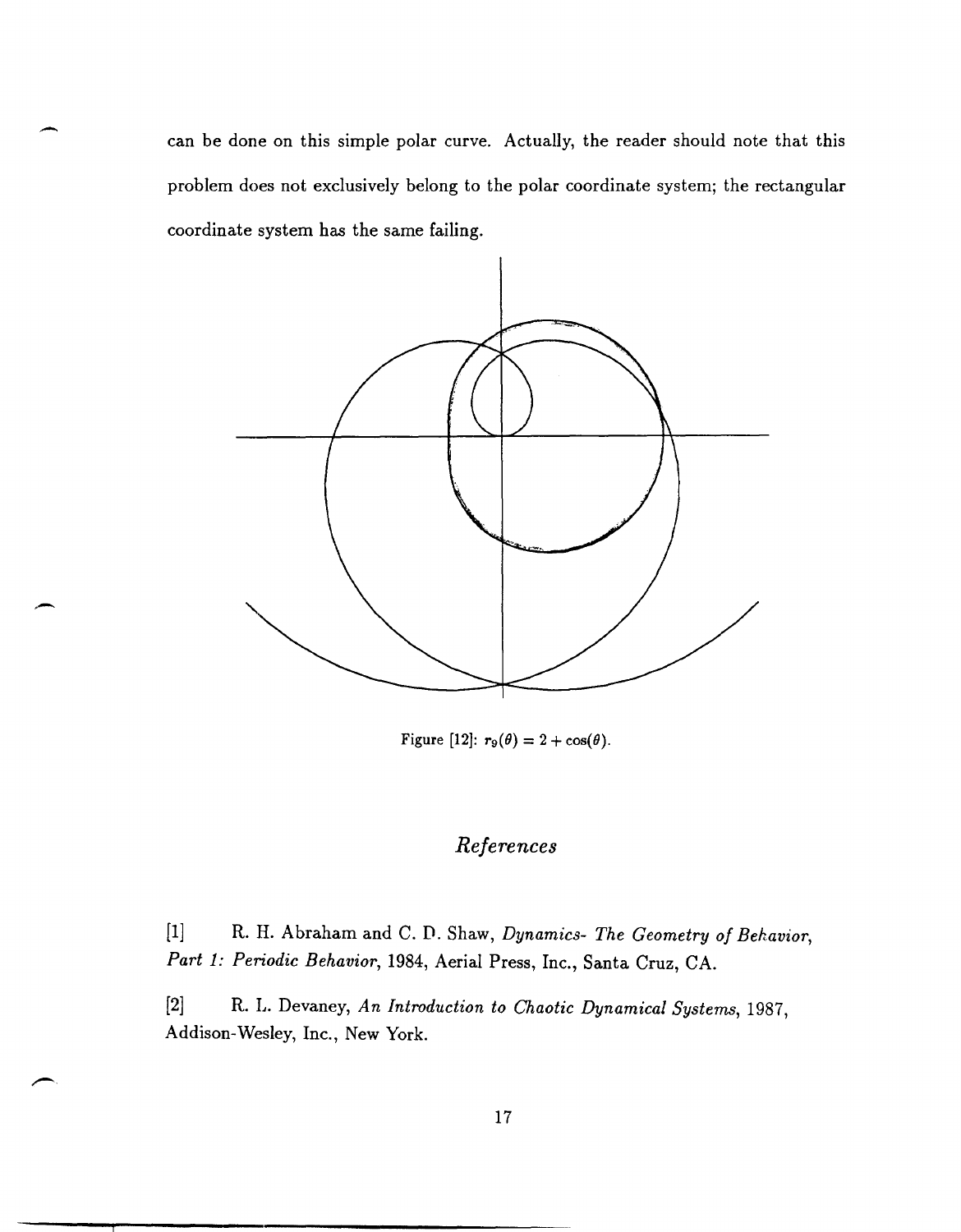can be done on this simple polar curve. Actually, the reader should note that this problem does not exclusively belong to the polar coordinate system; the rectangular coordinate system has the same failing.

Figure [12]: $r_9(\theta) = 2 + \cos(\theta)$.

## *References*

[1] R. H. Abraham and C. D. Shaw, *Dynamics- The Geometry of Behavior, Part 1: Periodic Behavior*, 1984, Aerial Press, Inc., Santa Cruz, CA.

[2] R. L. Devaney, *An Introduction to Chaotic Dynamical Systems*, 1987, Addison-Wesley, Inc., New York.